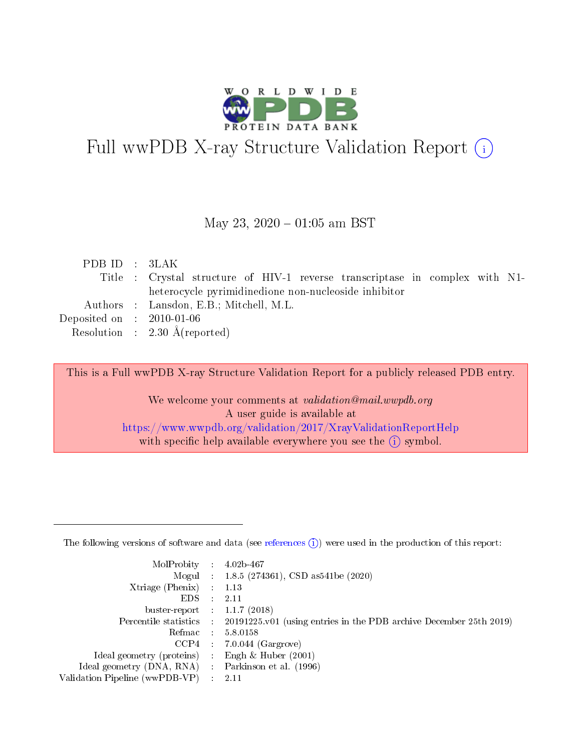# Full wwPDB X-ray Structure Validation Report

May 23, 2020 – 01:05 am BST

| | | |
|---|---|---|
| PDB ID | : | 3LAK |
| Title | : | Crystal structure of HIV-1 reverse transcriptase in complex with N1-heterocycle pyrimidinedione non-nucleoside inhibitor |
| Authors | : | Lansdon, E.B.; Mitchell, M.L. |
| Deposited on | : | 2010-01-06 |
| Resolution | : | 2.30 Å(reported) |

This is a Full wwPDB X-ray Structure Validation Report for a publicly released PDB entry.

We welcome your comments at *validation@mail.wwpdb.org*
A user guide is available at
https://www.wwpdb.org/validation/2017/XrayValidationReportHelp
with specific help available everywhere you see the (i) symbol.

The following versions of software and data (see references (i)) were used in the production of this report:

| | | |
|---|---|---|
| MolProbity | : | 4.02b-467 |
| Mogul | : | 1.8.5 (274361), CSD as541be (2020) |
| Xtriage (Phenix) | : | 1.13 |
| EDS | : | 2.11 |
| buster-report | : | 1.1.7 (2018) |
| Percentile statistics | : | 20191225.v01 (using entries in the PDB archive December 25th 2019) |
| Refmac | : | 5.8.0158 |
| CCP4 | : | 7.0.044 (Gargrove) |
| Ideal geometry (proteins) | : | Engh & Huber (2001) |
| Ideal geometry (DNA, RNA) | : | Parkinson et al. (1996) |
| Validation Pipeline (wwPDB-VP) | : | 2.11 |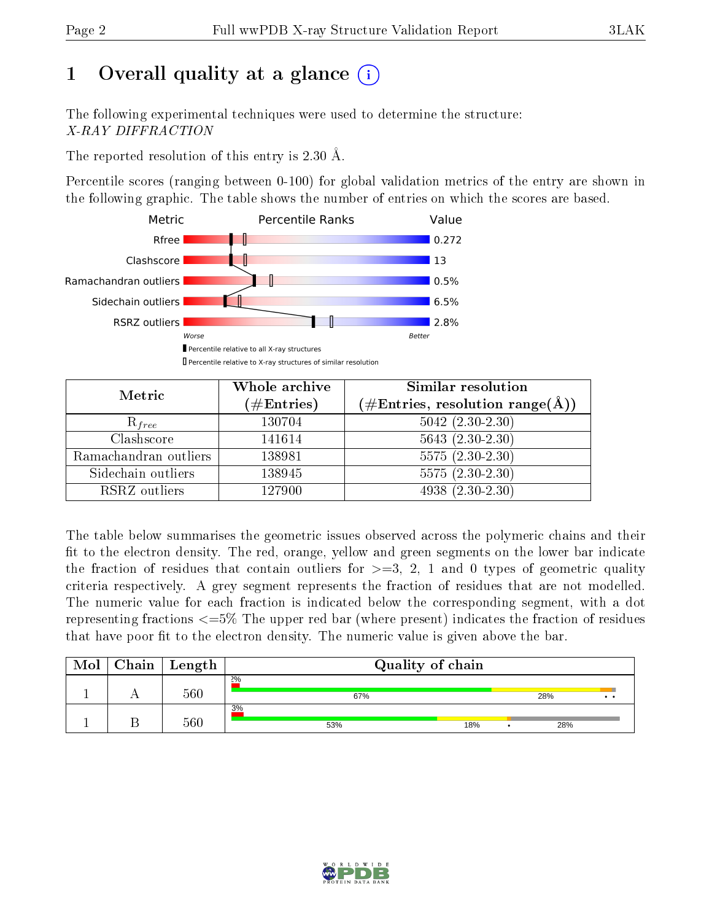# 1 Overall quality at a glance (i)

The following experimental techniques were used to determine the structure:
*X-RAY DIFFRACTION*

The reported resolution of this entry is 2.30 Å.

Percentile scores (ranging between 0-100) for global validation metrics of the entry are shown in the following graphic. The table shows the number of entries on which the scores are based.

| Metric | Value |
|---|---|
| Rfree | 0.272 |
| Clashscore | 13 |
| Ramachandran outliers | 0.5% |
| Sidechain outliers | 6.5% |
| RSRZ outliers | 2.8% |

Worse — Better

Percentile relative to all X-ray structures

Percentile relative to X-ray structures of similar resolution

| Metric | Whole archive (#Entries) | Similar resolution (#Entries, resolution range(Å)) |
|---|---|---|
| $R_{free}$ | 130704 | 5042 (2.30-2.30) |
| Clashscore | 141614 | 5643 (2.30-2.30) |
| Ramachandran outliers | 138981 | 5575 (2.30-2.30) |
| Sidechain outliers | 138945 | 5575 (2.30-2.30) |
| RSRZ outliers | 127900 | 4938 (2.30-2.30) |

The table below summarises the geometric issues observed across the polymeric chains and their fit to the electron density. The red, orange, yellow and green segments on the lower bar indicate the fraction of residues that contain outliers for >=3, 2, 1 and 0 types of geometric quality criteria respectively. A grey segment represents the fraction of residues that are not modelled. The numeric value for each fraction is indicated below the corresponding segment, with a dot representing fractions <=5% The upper red bar (where present) indicates the fraction of residues that have poor fit to the electron density. The numeric value is given above the bar.

| Mol | Chain | Length | Quality of chain |
|---|---|---|---|
| 1 | A | 560 | 2%; 67%, 28%, •, • |
| 1 | B | 560 | 3%; 53%, 18%, •, 28% |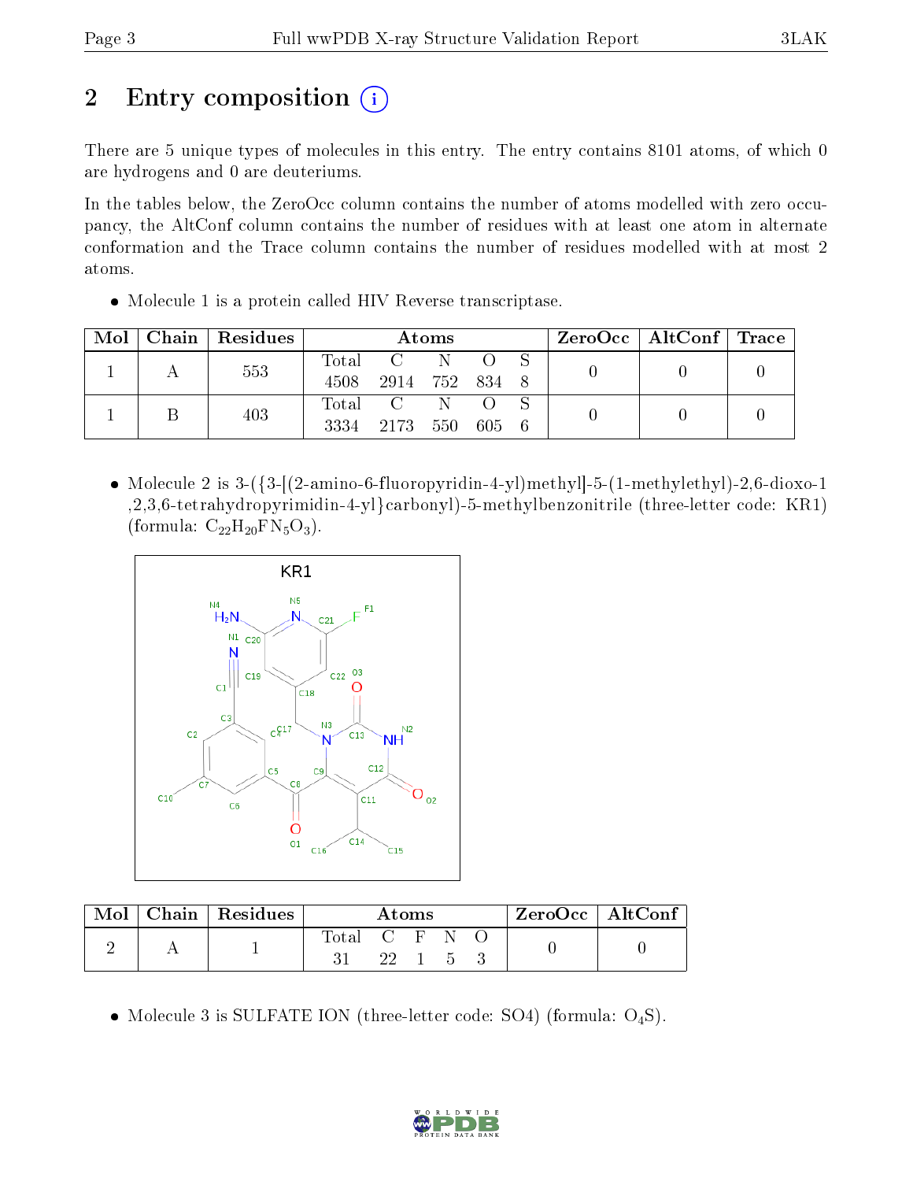# 2 Entry composition

There are 5 unique types of molecules in this entry. The entry contains 8101 atoms, of which 0 are hydrogens and 0 are deuteriums.

In the tables below, the ZeroOcc column contains the number of atoms modelled with zero occupancy, the AltConf column contains the number of residues with at least one atom in alternate conformation and the Trace column contains the number of residues modelled with at most 2 atoms.

- Molecule 1 is a protein called HIV Reverse transcriptase.

| Mol | Chain | Residues | Atoms | | | | | ZeroOcc | AltConf | Trace |
|---|---|---|---|---|---|---|---|---|---|---|
| 1 | A | 553 | Total 4508 | C 2914 | N 752 | O 834 | S 8 | 0 | 0 | 0 |
| 1 | B | 403 | Total 3334 | C 2173 | N 550 | O 605 | S 6 | 0 | 0 | 0 |

- Molecule 2 is 3-({3-[(2-amino-6-fluoropyridin-4-yl)methyl]-5-(1-methylethyl)-2,6-dioxo-1,2,3,6-tetrahydropyrimidin-4-yl}carbonyl)-5-methylbenzonitrile (three-letter code: KR1) (formula: $C_{22}H_{20}FN_5O_3$).

| Mol | Chain | Residues | Atoms | | | | | ZeroOcc | AltConf |
|---|---|---|---|---|---|---|---|---|---|
| 2 | A | 1 | Total 31 | C 22 | F 1 | N 5 | O 3 | 0 | 0 |

- Molecule 3 is SULFATE ION (three-letter code: SO4) (formula: $O_4S$).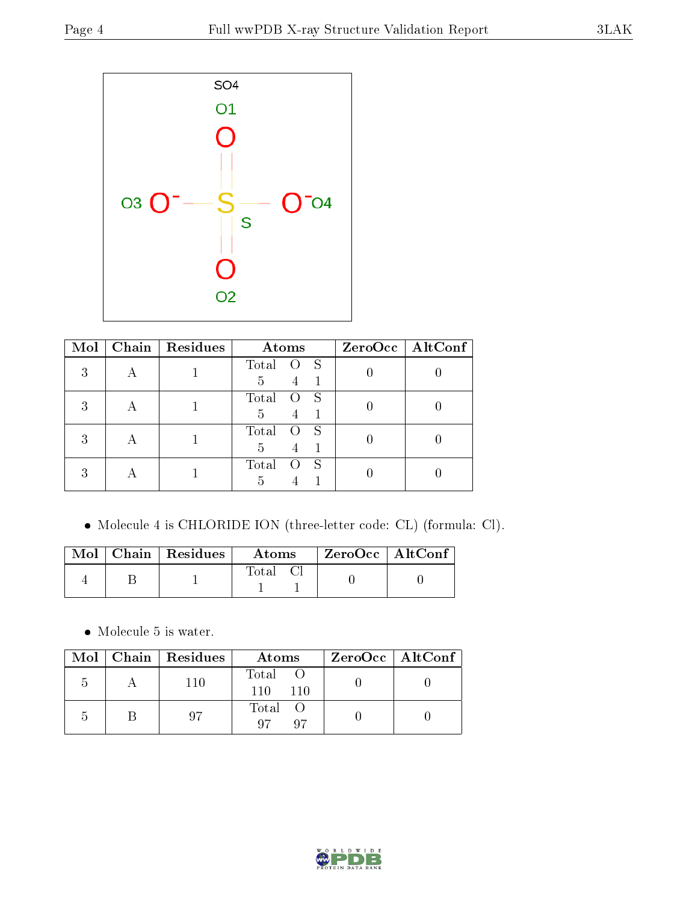SO4

O1

O3 O⁻ — S — O⁻ O4

S

O2

| Mol | Chain | Residues | Atoms | ZeroOcc | AltConf |
|---|---|---|---|---|---|
| 3 | A | 1 | Total O S<br>5 4 1 | 0 | 0 |
| 3 | A | 1 | Total O S<br>5 4 1 | 0 | 0 |
| 3 | A | 1 | Total O S<br>5 4 1 | 0 | 0 |
| 3 | A | 1 | Total O S<br>5 4 1 | 0 | 0 |

- Molecule 4 is CHLORIDE ION (three-letter code: CL) (formula: Cl).

| Mol | Chain | Residues | Atoms | ZeroOcc | AltConf |
|---|---|---|---|---|---|
| 4 | B | 1 | Total Cl<br>1 1 | 0 | 0 |

- Molecule 5 is water.

| Mol | Chain | Residues | Atoms | ZeroOcc | AltConf |
|---|---|---|---|---|---|
| 5 | A | 110 | Total O<br>110 110 | 0 | 0 |
| 5 | B | 97 | Total O<br>97 97 | 0 | 0 |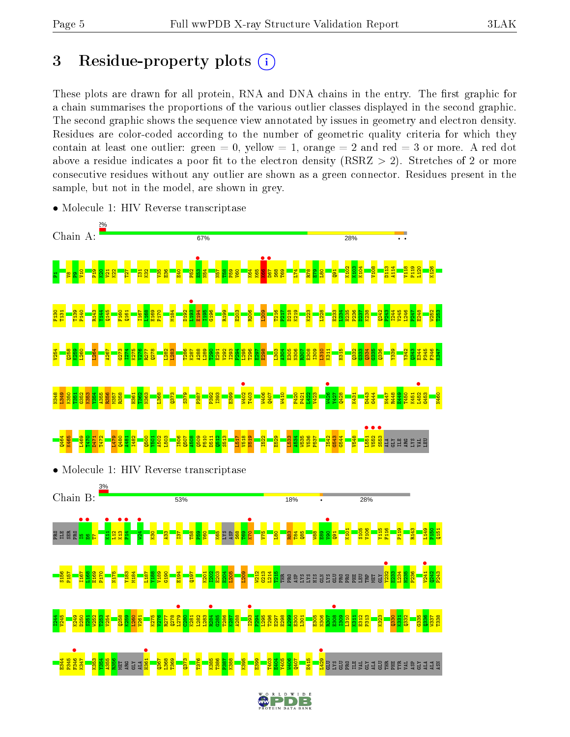# 3 Residue-property plots

These plots are drawn for all protein, RNA and DNA chains in the entry. The first graphic for a chain summarises the proportions of the various outlier classes displayed in the second graphic. The second graphic shows the sequence view annotated by issues in geometry and electron density. Residues are color-coded according to the number of geometric quality criteria for which they contain at least one outlier: green = 0, yellow = 1, orange = 2 and red = 3 or more. A red dot above a residue indicates a poor fit to the electron density (RSRZ > 2). Stretches of 2 or more consecutive residues without any outlier are shown as a green connector. Residues present in the sample, but not in the model, are shown in grey.

- Molecule 1: HIV Reverse transcriptase

Chain A: 2% | 67% | 28% | • •

- Molecule 1: HIV Reverse transcriptase

Chain B: 3% | 53% | 18% | • | 28%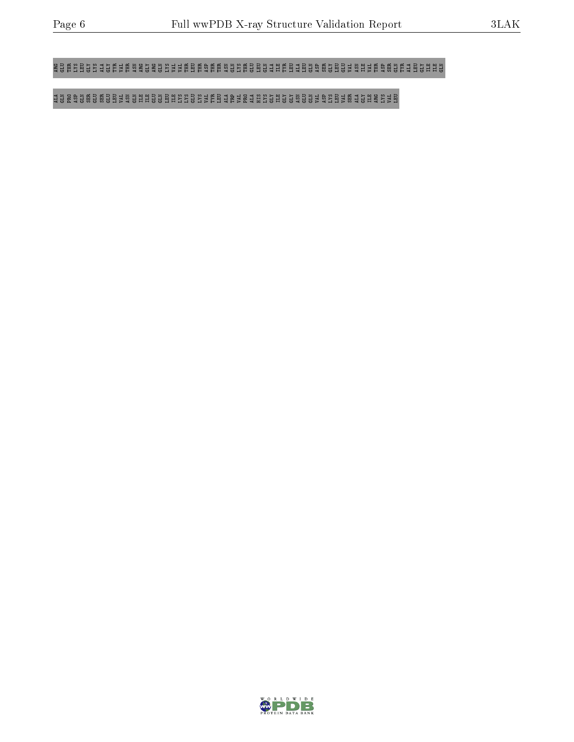ARG GLU THR LYS LEU GLY LYS ALA GLY TYR VAL THR ASN ARG GLY ARG GLN LYS VAL VAL THR LEU THR ASP THR THR ASN GLN LYS THR GLU LEU GLN ALA ILE TYR LEU ALA LEU GLN ASP SER GLY LEU GLU VAL ASN ILE VAL THR ASP SER GLN TYR ALA LEU GLY ILE ILE GLN

ALA GLN PRO ASP GLN SER GLU SER GLU LEU VAL ASN GLN ILE ILE GLU GLN LEU ILE LYS LYS GLU LYS VAL TYR LEU ALA TRP VAL PRO ALA HIS LYS GLY ILE GLY GLY ASN GLU GLN VAL ASP LYS LEU VAL SER ALA GLY ILE ARG LYS VAL LEU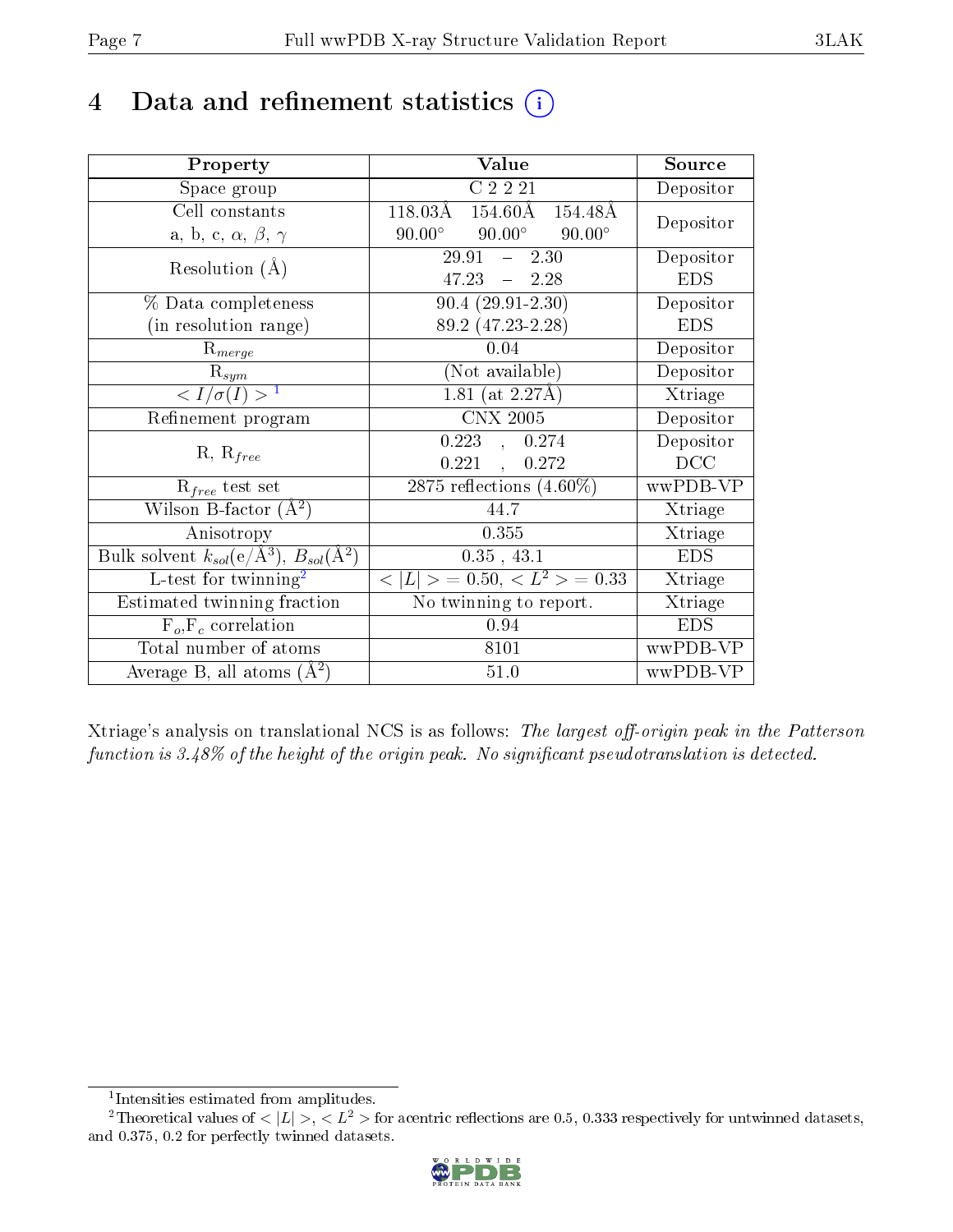# 4 Data and refinement statistics

| Property | Value | Source |
|---|---|---|
| Space group | C 2 2 21 | Depositor |
| Cell constants<br>a, b, c, $\alpha$, $\beta$, $\gamma$ | 118.03Å 154.60Å 154.48Å<br>90.00° 90.00° 90.00° | Depositor |
| Resolution (Å) | 29.91 – 2.30<br>47.23 – 2.28 | Depositor<br>EDS |
| % Data completeness<br>(in resolution range) | 90.4 (29.91-2.30)<br>89.2 (47.23-2.28) | Depositor<br>EDS |
| $R_{merge}$ | 0.04 | Depositor |
| $R_{sym}$ | (Not available) | Depositor |
| $< I/\sigma(I) >$ [1] | 1.81 (at 2.27Å) | Xtriage |
| Refinement program | CNX 2005 | Depositor |
| R, $R_{free}$ | 0.223 , 0.274<br>0.221 , 0.272 | Depositor<br>DCC |
| $R_{free}$ test set | 2875 reflections (4.60%) | wwPDB-VP |
| Wilson B-factor (Å$^2$) | 44.7 | Xtriage |
| Anisotropy | 0.355 | Xtriage |
| Bulk solvent $k_{sol}$(e/Å$^3$), $B_{sol}$(Å$^2$) | 0.35 , 43.1 | EDS |
| L-test for twinning[2] | $< \lvert L \rvert > = 0.50$, $< L^2 > = 0.33$ | Xtriage |
| Estimated twinning fraction | No twinning to report. | Xtriage |
| $F_o$,$F_c$ correlation | 0.94 | EDS |
| Total number of atoms | 8101 | wwPDB-VP |
| Average B, all atoms (Å$^2$) | 51.0 | wwPDB-VP |

Xtriage's analysis on translational NCS is as follows: *The largest off-origin peak in the Patterson function is 3.48% of the height of the origin peak. No significant pseudotranslation is detected.*

[1] Intensities estimated from amplitudes.

[2] Theoretical values of $< \lvert L \rvert >$, $< L^2 >$ for acentric reflections are 0.5, 0.333 respectively for untwinned datasets, and 0.375, 0.2 for perfectly twinned datasets.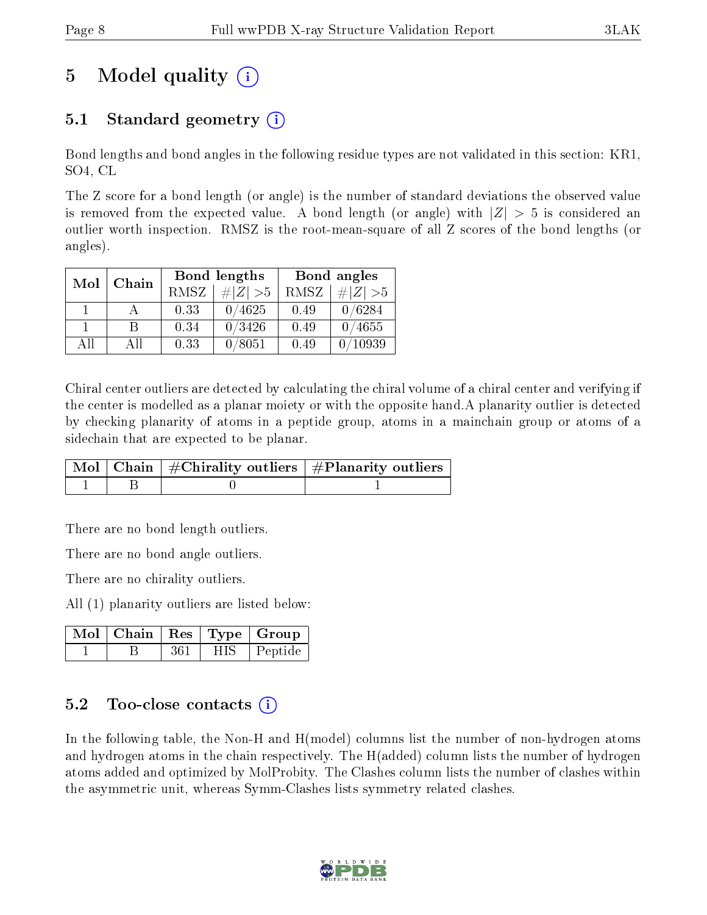# 5 Model quality

## 5.1 Standard geometry

Bond lengths and bond angles in the following residue types are not validated in this section: KR1, SO4, CL

The Z score for a bond length (or angle) is the number of standard deviations the observed value is removed from the expected value. A bond length (or angle) with $|Z| > 5$ is considered an outlier worth inspection. RMSZ is the root-mean-square of all Z scores of the bond lengths (or angles).

| Mol | Chain | Bond lengths | | Bond angles | |
|---|---|---|---|---|---|
| | | RMSZ | #$\|Z\|$ >5 | RMSZ | #$\|Z\|$ >5 |
| 1 | A | 0.33 | 0/4625 | 0.49 | 0/6284 |
| 1 | B | 0.34 | 0/3426 | 0.49 | 0/4655 |
| All | All | 0.33 | 0/8051 | 0.49 | 0/10939 |

Chiral center outliers are detected by calculating the chiral volume of a chiral center and verifying if the center is modelled as a planar moiety or with the opposite hand.A planarity outlier is detected by checking planarity of atoms in a peptide group, atoms in a mainchain group or atoms of a sidechain that are expected to be planar.

| Mol | Chain | #Chirality outliers | #Planarity outliers |
|---|---|---|---|
| 1 | B | 0 | 1 |

There are no bond length outliers.

There are no bond angle outliers.

There are no chirality outliers.

All (1) planarity outliers are listed below:

| Mol | Chain | Res | Type | Group |
|---|---|---|---|---|
| 1 | B | 361 | HIS | Peptide |

## 5.2 Too-close contacts

In the following table, the Non-H and H(model) columns list the number of non-hydrogen atoms and hydrogen atoms in the chain respectively. The H(added) column lists the number of hydrogen atoms added and optimized by MolProbity. The Clashes column lists the number of clashes within the asymmetric unit, whereas Symm-Clashes lists symmetry related clashes.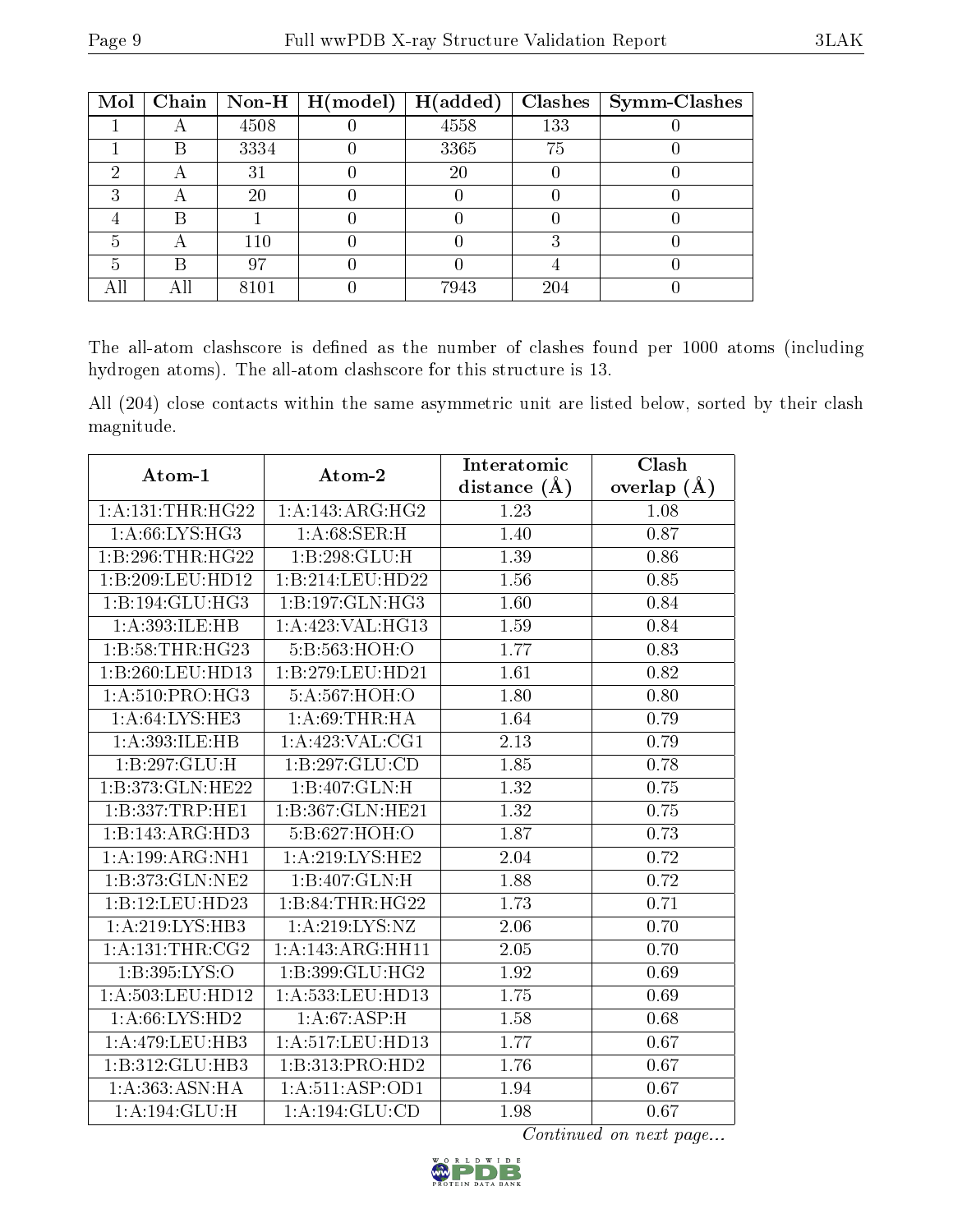| Mol | Chain | Non-H | H(model) | H(added) | Clashes | Symm-Clashes |
|---|---|---|---|---|---|---|
| 1 | A | 4508 | 0 | 4558 | 133 | 0 |
| 1 | B | 3334 | 0 | 3365 | 75 | 0 |
| 2 | A | 31 | 0 | 20 | 0 | 0 |
| 3 | A | 20 | 0 | 0 | 0 | 0 |
| 4 | B | 1 | 0 | 0 | 0 | 0 |
| 5 | A | 110 | 0 | 0 | 3 | 0 |
| 5 | B | 97 | 0 | 0 | 4 | 0 |
| All | All | 8101 | 0 | 7943 | 204 | 0 |

The all-atom clashscore is defined as the number of clashes found per 1000 atoms (including hydrogen atoms). The all-atom clashscore for this structure is 13.

All (204) close contacts within the same asymmetric unit are listed below, sorted by their clash magnitude.

| Atom-1 | Atom-2 | Interatomic distance (Å) | Clash overlap (Å) |
|---|---|---|---|
| 1:A:131:THR:HG22 | 1:A:143:ARG:HG2 | 1.23 | 1.08 |
| 1:A:66:LYS:HG3 | 1:A:68:SER:H | 1.40 | 0.87 |
| 1:B:296:THR:HG22 | 1:B:298:GLU:H | 1.39 | 0.86 |
| 1:B:209:LEU:HD12 | 1:B:214:LEU:HD22 | 1.56 | 0.85 |
| 1:B:194:GLU:HG3 | 1:B:197:GLN:HG3 | 1.60 | 0.84 |
| 1:A:393:ILE:HB | 1:A:423:VAL:HG13 | 1.59 | 0.84 |
| 1:B:58:THR:HG23 | 5:B:563:HOH:O | 1.77 | 0.83 |
| 1:B:260:LEU:HD13 | 1:B:279:LEU:HD21 | 1.61 | 0.82 |
| 1:A:510:PRO:HG3 | 5:A:567:HOH:O | 1.80 | 0.80 |
| 1:A:64:LYS:HE3 | 1:A:69:THR:HA | 1.64 | 0.79 |
| 1:A:393:ILE:HB | 1:A:423:VAL:CG1 | 2.13 | 0.79 |
| 1:B:297:GLU:H | 1:B:297:GLU:CD | 1.85 | 0.78 |
| 1:B:373:GLN:HE22 | 1:B:407:GLN:H | 1.32 | 0.75 |
| 1:B:337:TRP:HE1 | 1:B:367:GLN:HE21 | 1.32 | 0.75 |
| 1:B:143:ARG:HD3 | 5:B:627:HOH:O | 1.87 | 0.73 |
| 1:A:199:ARG:NH1 | 1:A:219:LYS:HE2 | 2.04 | 0.72 |
| 1:B:373:GLN:NE2 | 1:B:407:GLN:H | 1.88 | 0.72 |
| 1:B:12:LEU:HD23 | 1:B:84:THR:HG22 | 1.73 | 0.71 |
| 1:A:219:LYS:HB3 | 1:A:219:LYS:NZ | 2.06 | 0.70 |
| 1:A:131:THR:CG2 | 1:A:143:ARG:HH11 | 2.05 | 0.70 |
| 1:B:395:LYS:O | 1:B:399:GLU:HG2 | 1.92 | 0.69 |
| 1:A:503:LEU:HD12 | 1:A:533:LEU:HD13 | 1.75 | 0.69 |
| 1:A:66:LYS:HD2 | 1:A:67:ASP:H | 1.58 | 0.68 |
| 1:A:479:LEU:HB3 | 1:A:517:LEU:HD13 | 1.77 | 0.67 |
| 1:B:312:GLU:HB3 | 1:B:313:PRO:HD2 | 1.76 | 0.67 |
| 1:A:363:ASN:HA | 1:A:511:ASP:OD1 | 1.94 | 0.67 |
| 1:A:194:GLU:H | 1:A:194:GLU:CD | 1.98 | 0.67 |

*Continued on next page...*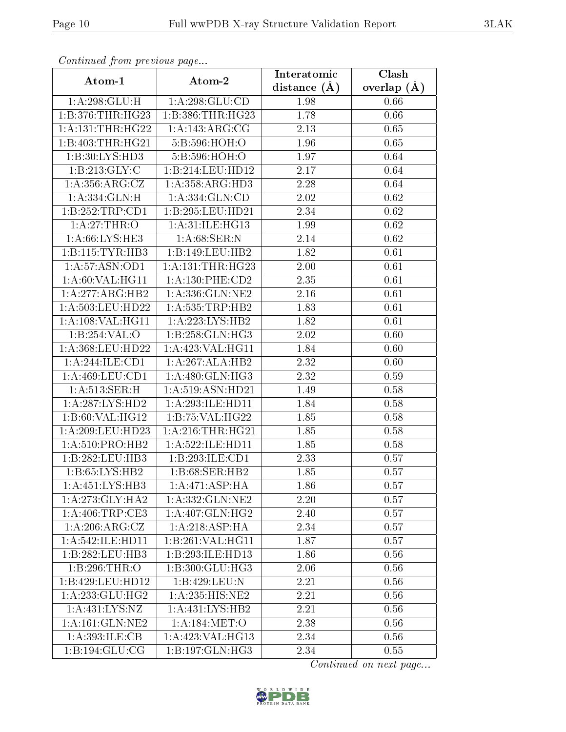*Continued from previous page...*

| Atom-1 | Atom-2 | Interatomic distance (Å) | Clash overlap (Å) |
|---|---|---|---|
| 1:A:298:GLU:H | 1:A:298:GLU:CD | 1.98 | 0.66 |
| 1:B:376:THR:HG23 | 1:B:386:THR:HG23 | 1.78 | 0.66 |
| 1:A:131:THR:HG22 | 1:A:143:ARG:CG | 2.13 | 0.65 |
| 1:B:403:THR:HG21 | 5:B:596:HOH:O | 1.96 | 0.65 |
| 1:B:30:LYS:HD3 | 5:B:596:HOH:O | 1.97 | 0.64 |
| 1:B:213:GLY:C | 1:B:214:LEU:HD12 | 2.17 | 0.64 |
| 1:A:356:ARG:CZ | 1:A:358:ARG:HD3 | 2.28 | 0.64 |
| 1:A:334:GLN:H | 1:A:334:GLN:CD | 2.02 | 0.62 |
| 1:B:252:TRP:CD1 | 1:B:295:LEU:HD21 | 2.34 | 0.62 |
| 1:A:27:THR:O | 1:A:31:ILE:HG13 | 1.99 | 0.62 |
| 1:A:66:LYS:HE3 | 1:A:68:SER:N | 2.14 | 0.62 |
| 1:B:115:TYR:HB3 | 1:B:149:LEU:HB2 | 1.82 | 0.61 |
| 1:A:57:ASN:OD1 | 1:A:131:THR:HG23 | 2.00 | 0.61 |
| 1:A:60:VAL:HG11 | 1:A:130:PHE:CD2 | 2.35 | 0.61 |
| 1:A:277:ARG:HB2 | 1:A:336:GLN:NE2 | 2.16 | 0.61 |
| 1:A:503:LEU:HD22 | 1:A:535:TRP:HB2 | 1.83 | 0.61 |
| 1:A:108:VAL:HG11 | 1:A:223:LYS:HB2 | 1.82 | 0.61 |
| 1:B:254:VAL:O | 1:B:258:GLN:HG3 | 2.02 | 0.60 |
| 1:A:368:LEU:HD22 | 1:A:423:VAL:HG11 | 1.84 | 0.60 |
| 1:A:244:ILE:CD1 | 1:A:267:ALA:HB2 | 2.32 | 0.60 |
| 1:A:469:LEU:CD1 | 1:A:480:GLN:HG3 | 2.32 | 0.59 |
| 1:A:513:SER:H | 1:A:519:ASN:HD21 | 1.49 | 0.58 |
| 1:A:287:LYS:HD2 | 1:A:293:ILE:HD11 | 1.84 | 0.58 |
| 1:B:60:VAL:HG12 | 1:B:75:VAL:HG22 | 1.85 | 0.58 |
| 1:A:209:LEU:HD23 | 1:A:216:THR:HG21 | 1.85 | 0.58 |
| 1:A:510:PRO:HB2 | 1:A:522:ILE:HD11 | 1.85 | 0.58 |
| 1:B:282:LEU:HB3 | 1:B:293:ILE:CD1 | 2.33 | 0.57 |
| 1:B:65:LYS:HB2 | 1:B:68:SER:HB2 | 1.85 | 0.57 |
| 1:A:451:LYS:HB3 | 1:A:471:ASP:HA | 1.86 | 0.57 |
| 1:A:273:GLY:HA2 | 1:A:332:GLN:NE2 | 2.20 | 0.57 |
| 1:A:406:TRP:CE3 | 1:A:407:GLN:HG2 | 2.40 | 0.57 |
| 1:A:206:ARG:CZ | 1:A:218:ASP:HA | 2.34 | 0.57 |
| 1:A:542:ILE:HD11 | 1:B:261:VAL:HG11 | 1.87 | 0.57 |
| 1:B:282:LEU:HB3 | 1:B:293:ILE:HD13 | 1.86 | 0.56 |
| 1:B:296:THR:O | 1:B:300:GLU:HG3 | 2.06 | 0.56 |
| 1:B:429:LEU:HD12 | 1:B:429:LEU:N | 2.21 | 0.56 |
| 1:A:233:GLU:HG2 | 1:A:235:HIS:NE2 | 2.21 | 0.56 |
| 1:A:431:LYS:NZ | 1:A:431:LYS:HB2 | 2.21 | 0.56 |
| 1:A:161:GLN:NE2 | 1:A:184:MET:O | 2.38 | 0.56 |
| 1:A:393:ILE:CB | 1:A:423:VAL:HG13 | 2.34 | 0.56 |
| 1:B:194:GLU:CG | 1:B:197:GLN:HG3 | 2.34 | 0.55 |

*Continued on next page...*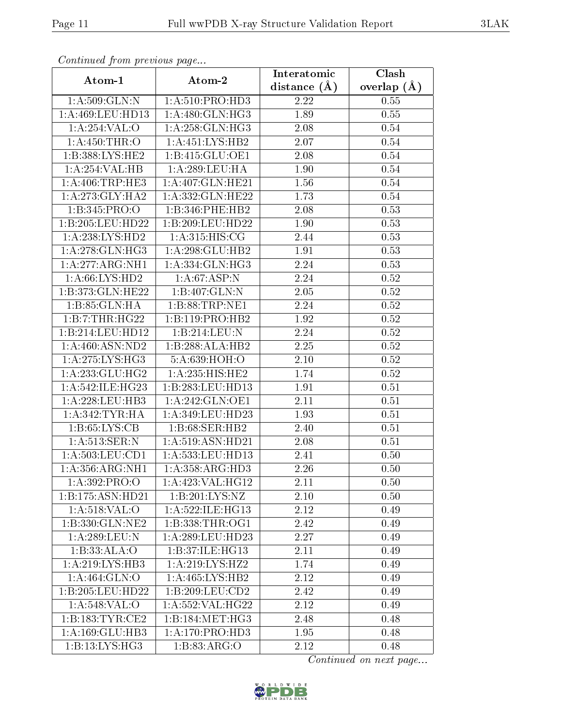*Continued from previous page...*

| Atom-1 | Atom-2 | Interatomic distance (Å) | Clash overlap (Å) |
|---|---|---|---|
| 1:A:509:GLN:N | 1:A:510:PRO:HD3 | 2.22 | 0.55 |
| 1:A:469:LEU:HD13 | 1:A:480:GLN:HG3 | 1.89 | 0.55 |
| 1:A:254:VAL:O | 1:A:258:GLN:HG3 | 2.08 | 0.54 |
| 1:A:450:THR:O | 1:A:451:LYS:HB2 | 2.07 | 0.54 |
| 1:B:388:LYS:HE2 | 1:B:415:GLU:OE1 | 2.08 | 0.54 |
| 1:A:254:VAL:HB | 1:A:289:LEU:HA | 1.90 | 0.54 |
| 1:A:406:TRP:HE3 | 1:A:407:GLN:HE21 | 1.56 | 0.54 |
| 1:A:273:GLY:HA2 | 1:A:332:GLN:HE22 | 1.73 | 0.54 |
| 1:B:345:PRO:O | 1:B:346:PHE:HB2 | 2.08 | 0.53 |
| 1:B:205:LEU:HD22 | 1:B:209:LEU:HD22 | 1.90 | 0.53 |
| 1:A:238:LYS:HD2 | 1:A:315:HIS:CG | 2.44 | 0.53 |
| 1:A:278:GLN:HG3 | 1:A:298:GLU:HB2 | 1.91 | 0.53 |
| 1:A:277:ARG:NH1 | 1:A:334:GLN:HG3 | 2.24 | 0.53 |
| 1:A:66:LYS:HD2 | 1:A:67:ASP:N | 2.24 | 0.52 |
| 1:B:373:GLN:HE22 | 1:B:407:GLN:N | 2.05 | 0.52 |
| 1:B:85:GLN:HA | 1:B:88:TRP:NE1 | 2.24 | 0.52 |
| 1:B:7:THR:HG22 | 1:B:119:PRO:HB2 | 1.92 | 0.52 |
| 1:B:214:LEU:HD12 | 1:B:214:LEU:N | 2.24 | 0.52 |
| 1:A:460:ASN:ND2 | 1:B:288:ALA:HB2 | 2.25 | 0.52 |
| 1:A:275:LYS:HG3 | 5:A:639:HOH:O | 2.10 | 0.52 |
| 1:A:233:GLU:HG2 | 1:A:235:HIS:HE2 | 1.74 | 0.52 |
| 1:A:542:ILE:HG23 | 1:B:283:LEU:HD13 | 1.91 | 0.51 |
| 1:A:228:LEU:HB3 | 1:A:242:GLN:OE1 | 2.11 | 0.51 |
| 1:A:342:TYR:HA | 1:A:349:LEU:HD23 | 1.93 | 0.51 |
| 1:B:65:LYS:CB | 1:B:68:SER:HB2 | 2.40 | 0.51 |
| 1:A:513:SER:N | 1:A:519:ASN:HD21 | 2.08 | 0.51 |
| 1:A:503:LEU:CD1 | 1:A:533:LEU:HD13 | 2.41 | 0.50 |
| 1:A:356:ARG:NH1 | 1:A:358:ARG:HD3 | 2.26 | 0.50 |
| 1:A:392:PRO:O | 1:A:423:VAL:HG12 | 2.11 | 0.50 |
| 1:B:175:ASN:HD21 | 1:B:201:LYS:NZ | 2.10 | 0.50 |
| 1:A:518:VAL:O | 1:A:522:ILE:HG13 | 2.12 | 0.49 |
| 1:B:330:GLN:NE2 | 1:B:338:THR:OG1 | 2.42 | 0.49 |
| 1:A:289:LEU:N | 1:A:289:LEU:HD23 | 2.27 | 0.49 |
| 1:B:33:ALA:O | 1:B:37:ILE:HG13 | 2.11 | 0.49 |
| 1:A:219:LYS:HB3 | 1:A:219:LYS:HZ2 | 1.74 | 0.49 |
| 1:A:464:GLN:O | 1:A:465:LYS:HB2 | 2.12 | 0.49 |
| 1:B:205:LEU:HD22 | 1:B:209:LEU:CD2 | 2.42 | 0.49 |
| 1:A:548:VAL:O | 1:A:552:VAL:HG22 | 2.12 | 0.49 |
| 1:B:183:TYR:CE2 | 1:B:184:MET:HG3 | 2.48 | 0.48 |
| 1:A:169:GLU:HB3 | 1:A:170:PRO:HD3 | 1.95 | 0.48 |
| 1:B:13:LYS:HG3 | 1:B:83:ARG:O | 2.12 | 0.48 |

*Continued on next page...*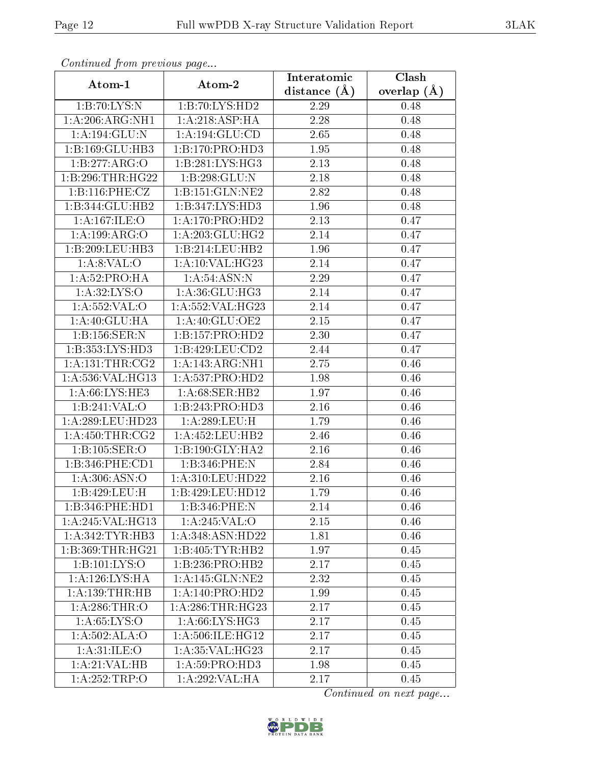*Continued from previous page...*

| Atom-1 | Atom-2 | Interatomic distance (Å) | Clash overlap (Å) |
|---|---|---|---|
| 1:B:70:LYS:N | 1:B:70:LYS:HD2 | 2.29 | 0.48 |
| 1:A:206:ARG:NH1 | 1:A:218:ASP:HA | 2.28 | 0.48 |
| 1:A:194:GLU:N | 1:A:194:GLU:CD | 2.65 | 0.48 |
| 1:B:169:GLU:HB3 | 1:B:170:PRO:HD3 | 1.95 | 0.48 |
| 1:B:277:ARG:O | 1:B:281:LYS:HG3 | 2.13 | 0.48 |
| 1:B:296:THR:HG22 | 1:B:298:GLU:N | 2.18 | 0.48 |
| 1:B:116:PHE:CZ | 1:B:151:GLN:NE2 | 2.82 | 0.48 |
| 1:B:344:GLU:HB2 | 1:B:347:LYS:HD3 | 1.96 | 0.48 |
| 1:A:167:ILE:O | 1:A:170:PRO:HD2 | 2.13 | 0.47 |
| 1:A:199:ARG:O | 1:A:203:GLU:HG2 | 2.14 | 0.47 |
| 1:B:209:LEU:HB3 | 1:B:214:LEU:HB2 | 1.96 | 0.47 |
| 1:A:8:VAL:O | 1:A:10:VAL:HG23 | 2.14 | 0.47 |
| 1:A:52:PRO:HA | 1:A:54:ASN:N | 2.29 | 0.47 |
| 1:A:32:LYS:O | 1:A:36:GLU:HG3 | 2.14 | 0.47 |
| 1:A:552:VAL:O | 1:A:552:VAL:HG23 | 2.14 | 0.47 |
| 1:A:40:GLU:HA | 1:A:40:GLU:OE2 | 2.15 | 0.47 |
| 1:B:156:SER:N | 1:B:157:PRO:HD2 | 2.30 | 0.47 |
| 1:B:353:LYS:HD3 | 1:B:429:LEU:CD2 | 2.44 | 0.47 |
| 1:A:131:THR:CG2 | 1:A:143:ARG:NH1 | 2.75 | 0.46 |
| 1:A:536:VAL:HG13 | 1:A:537:PRO:HD2 | 1.98 | 0.46 |
| 1:A:66:LYS:HE3 | 1:A:68:SER:HB2 | 1.97 | 0.46 |
| 1:B:241:VAL:O | 1:B:243:PRO:HD3 | 2.16 | 0.46 |
| 1:A:289:LEU:HD23 | 1:A:289:LEU:H | 1.79 | 0.46 |
| 1:A:450:THR:CG2 | 1:A:452:LEU:HB2 | 2.46 | 0.46 |
| 1:B:105:SER:O | 1:B:190:GLY:HA2 | 2.16 | 0.46 |
| 1:B:346:PHE:CD1 | 1:B:346:PHE:N | 2.84 | 0.46 |
| 1:A:306:ASN:O | 1:A:310:LEU:HD22 | 2.16 | 0.46 |
| 1:B:429:LEU:H | 1:B:429:LEU:HD12 | 1.79 | 0.46 |
| 1:B:346:PHE:HD1 | 1:B:346:PHE:N | 2.14 | 0.46 |
| 1:A:245:VAL:HG13 | 1:A:245:VAL:O | 2.15 | 0.46 |
| 1:A:342:TYR:HB3 | 1:A:348:ASN:HD22 | 1.81 | 0.46 |
| 1:B:369:THR:HG21 | 1:B:405:TYR:HB2 | 1.97 | 0.45 |
| 1:B:101:LYS:O | 1:B:236:PRO:HB2 | 2.17 | 0.45 |
| 1:A:126:LYS:HA | 1:A:145:GLN:NE2 | 2.32 | 0.45 |
| 1:A:139:THR:HB | 1:A:140:PRO:HD2 | 1.99 | 0.45 |
| 1:A:286:THR:O | 1:A:286:THR:HG23 | 2.17 | 0.45 |
| 1:A:65:LYS:O | 1:A:66:LYS:HG3 | 2.17 | 0.45 |
| 1:A:502:ALA:O | 1:A:506:ILE:HG12 | 2.17 | 0.45 |
| 1:A:31:ILE:O | 1:A:35:VAL:HG23 | 2.17 | 0.45 |
| 1:A:21:VAL:HB | 1:A:59:PRO:HD3 | 1.98 | 0.45 |
| 1:A:252:TRP:O | 1:A:292:VAL:HA | 2.17 | 0.45 |

*Continued on next page...*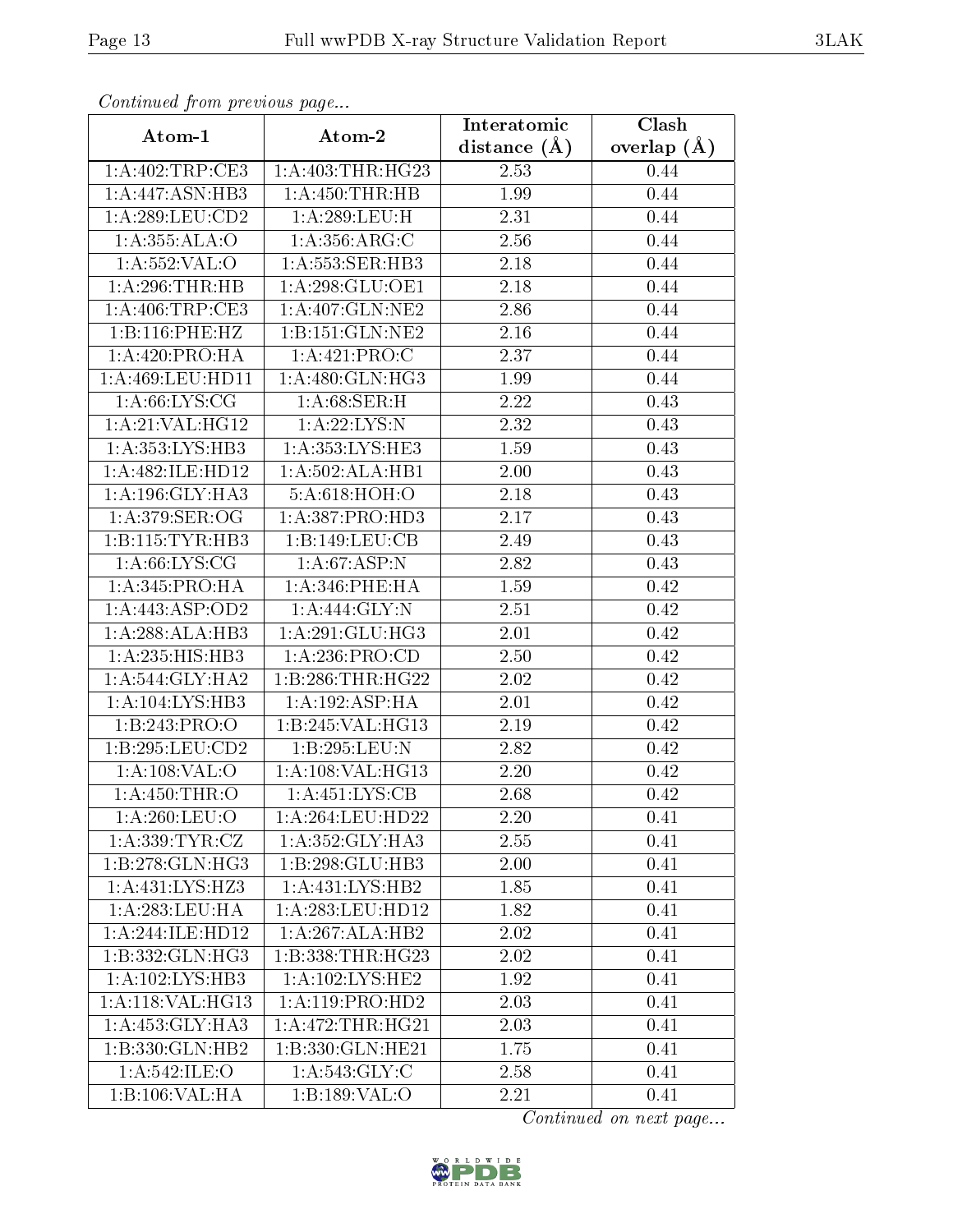*Continued from previous page...*

| Atom-1 | Atom-2 | Interatomic distance (Å) | Clash overlap (Å) |
|---|---|---|---|
| 1:A:402:TRP:CE3 | 1:A:403:THR:HG23 | 2.53 | 0.44 |
| 1:A:447:ASN:HB3 | 1:A:450:THR:HB | 1.99 | 0.44 |
| 1:A:289:LEU:CD2 | 1:A:289:LEU:H | 2.31 | 0.44 |
| 1:A:355:ALA:O | 1:A:356:ARG:C | 2.56 | 0.44 |
| 1:A:552:VAL:O | 1:A:553:SER:HB3 | 2.18 | 0.44 |
| 1:A:296:THR:HB | 1:A:298:GLU:OE1 | 2.18 | 0.44 |
| 1:A:406:TRP:CE3 | 1:A:407:GLN:NE2 | 2.86 | 0.44 |
| 1:B:116:PHE:HZ | 1:B:151:GLN:NE2 | 2.16 | 0.44 |
| 1:A:420:PRO:HA | 1:A:421:PRO:C | 2.37 | 0.44 |
| 1:A:469:LEU:HD11 | 1:A:480:GLN:HG3 | 1.99 | 0.44 |
| 1:A:66:LYS:CG | 1:A:68:SER:H | 2.22 | 0.43 |
| 1:A:21:VAL:HG12 | 1:A:22:LYS:N | 2.32 | 0.43 |
| 1:A:353:LYS:HB3 | 1:A:353:LYS:HE3 | 1.59 | 0.43 |
| 1:A:482:ILE:HD12 | 1:A:502:ALA:HB1 | 2.00 | 0.43 |
| 1:A:196:GLY:HA3 | 5:A:618:HOH:O | 2.18 | 0.43 |
| 1:A:379:SER:OG | 1:A:387:PRO:HD3 | 2.17 | 0.43 |
| 1:B:115:TYR:HB3 | 1:B:149:LEU:CB | 2.49 | 0.43 |
| 1:A:66:LYS:CG | 1:A:67:ASP:N | 2.82 | 0.43 |
| 1:A:345:PRO:HA | 1:A:346:PHE:HA | 1.59 | 0.42 |
| 1:A:443:ASP:OD2 | 1:A:444:GLY:N | 2.51 | 0.42 |
| 1:A:288:ALA:HB3 | 1:A:291:GLU:HG3 | 2.01 | 0.42 |
| 1:A:235:HIS:HB3 | 1:A:236:PRO:CD | 2.50 | 0.42 |
| 1:A:544:GLY:HA2 | 1:B:286:THR:HG22 | 2.02 | 0.42 |
| 1:A:104:LYS:HB3 | 1:A:192:ASP:HA | 2.01 | 0.42 |
| 1:B:243:PRO:O | 1:B:245:VAL:HG13 | 2.19 | 0.42 |
| 1:B:295:LEU:CD2 | 1:B:295:LEU:N | 2.82 | 0.42 |
| 1:A:108:VAL:O | 1:A:108:VAL:HG13 | 2.20 | 0.42 |
| 1:A:450:THR:O | 1:A:451:LYS:CB | 2.68 | 0.42 |
| 1:A:260:LEU:O | 1:A:264:LEU:HD22 | 2.20 | 0.41 |
| 1:A:339:TYR:CZ | 1:A:352:GLY:HA3 | 2.55 | 0.41 |
| 1:B:278:GLN:HG3 | 1:B:298:GLU:HB3 | 2.00 | 0.41 |
| 1:A:431:LYS:HZ3 | 1:A:431:LYS:HB2 | 1.85 | 0.41 |
| 1:A:283:LEU:HA | 1:A:283:LEU:HD12 | 1.82 | 0.41 |
| 1:A:244:ILE:HD12 | 1:A:267:ALA:HB2 | 2.02 | 0.41 |
| 1:B:332:GLN:HG3 | 1:B:338:THR:HG23 | 2.02 | 0.41 |
| 1:A:102:LYS:HB3 | 1:A:102:LYS:HE2 | 1.92 | 0.41 |
| 1:A:118:VAL:HG13 | 1:A:119:PRO:HD2 | 2.03 | 0.41 |
| 1:A:453:GLY:HA3 | 1:A:472:THR:HG21 | 2.03 | 0.41 |
| 1:B:330:GLN:HB2 | 1:B:330:GLN:HE21 | 1.75 | 0.41 |
| 1:A:542:ILE:O | 1:A:543:GLY:C | 2.58 | 0.41 |
| 1:B:106:VAL:HA | 1:B:189:VAL:O | 2.21 | 0.41 |

*Continued on next page...*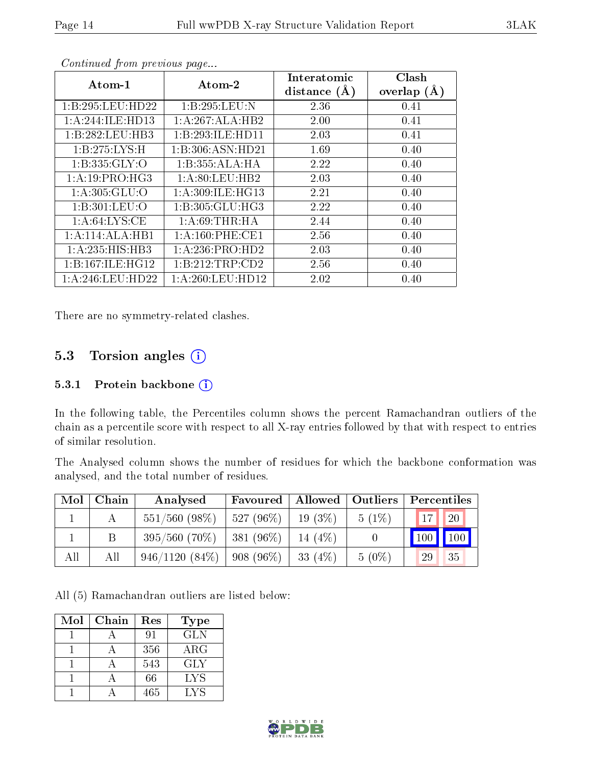*Continued from previous page...*

| Atom-1 | Atom-2 | Interatomic distance (Å) | Clash overlap (Å) |
|---|---|---|---|
| 1:B:295:LEU:HD22 | 1:B:295:LEU:N | 2.36 | 0.41 |
| 1:A:244:ILE:HD13 | 1:A:267:ALA:HB2 | 2.00 | 0.41 |
| 1:B:282:LEU:HB3 | 1:B:293:ILE:HD11 | 2.03 | 0.41 |
| 1:B:275:LYS:H | 1:B:306:ASN:HD21 | 1.69 | 0.40 |
| 1:B:335:GLY:O | 1:B:355:ALA:HA | 2.22 | 0.40 |
| 1:A:19:PRO:HG3 | 1:A:80:LEU:HB2 | 2.03 | 0.40 |
| 1:A:305:GLU:O | 1:A:309:ILE:HG13 | 2.21 | 0.40 |
| 1:B:301:LEU:O | 1:B:305:GLU:HG3 | 2.22 | 0.40 |
| 1:A:64:LYS:CE | 1:A:69:THR:HA | 2.44 | 0.40 |
| 1:A:114:ALA:HB1 | 1:A:160:PHE:CE1 | 2.56 | 0.40 |
| 1:A:235:HIS:HB3 | 1:A:236:PRO:HD2 | 2.03 | 0.40 |
| 1:B:167:ILE:HG12 | 1:B:212:TRP:CD2 | 2.56 | 0.40 |
| 1:A:246:LEU:HD22 | 1:A:260:LEU:HD12 | 2.02 | 0.40 |

There are no symmetry-related clashes.

## 5.3 Torsion angles

### 5.3.1 Protein backbone

In the following table, the Percentiles column shows the percent Ramachandran outliers of the chain as a percentile score with respect to all X-ray entries followed by that with respect to entries of similar resolution.

The Analysed column shows the number of residues for which the backbone conformation was analysed, and the total number of residues.

| Mol | Chain | Analysed | Favoured | Allowed | Outliers | Percentiles | |
|---|---|---|---|---|---|---|---|
| 1 | A | 551/560 (98%) | 527 (96%) | 19 (3%) | 5 (1%) | 17 | 20 |
| 1 | B | 395/560 (70%) | 381 (96%) | 14 (4%) | 0 | 100 | 100 |
| All | All | 946/1120 (84%) | 908 (96%) | 33 (4%) | 5 (0%) | 29 | 35 |

All (5) Ramachandran outliers are listed below:

| Mol | Chain | Res | Type |
|---|---|---|---|
| 1 | A | 91 | GLN |
| 1 | A | 356 | ARG |
| 1 | A | 543 | GLY |
| 1 | A | 66 | LYS |
| 1 | A | 465 | LYS |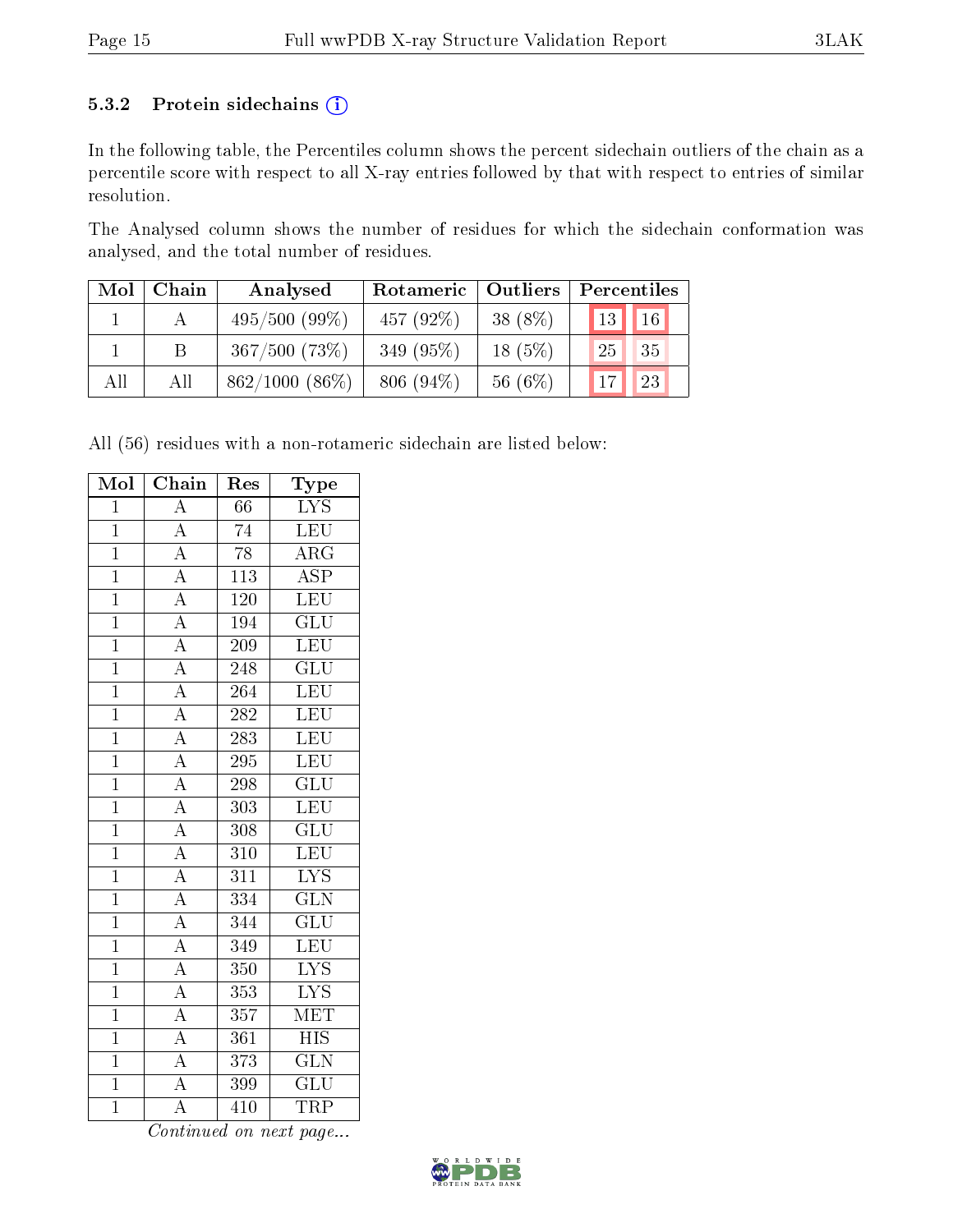### 5.3.2 Protein sidechains (i)

In the following table, the Percentiles column shows the percent sidechain outliers of the chain as a percentile score with respect to all X-ray entries followed by that with respect to entries of similar resolution.

The Analysed column shows the number of residues for which the sidechain conformation was analysed, and the total number of residues.

| Mol | Chain | Analysed | Rotameric | Outliers | Percentiles | |
|---|---|---|---|---|---|---|
| 1 | A | 495/500 (99%) | 457 (92%) | 38 (8%) | 13 | 16 |
| 1 | B | 367/500 (73%) | 349 (95%) | 18 (5%) | 25 | 35 |
| All | All | 862/1000 (86%) | 806 (94%) | 56 (6%) | 17 | 23 |

All (56) residues with a non-rotameric sidechain are listed below:

| Mol | Chain | Res | Type |
|---|---|---|---|
| 1 | A | 66 | LYS |
| 1 | A | 74 | LEU |
| 1 | A | 78 | ARG |
| 1 | A | 113 | ASP |
| 1 | A | 120 | LEU |
| 1 | A | 194 | GLU |
| 1 | A | 209 | LEU |
| 1 | A | 248 | GLU |
| 1 | A | 264 | LEU |
| 1 | A | 282 | LEU |
| 1 | A | 283 | LEU |
| 1 | A | 295 | LEU |
| 1 | A | 298 | GLU |
| 1 | A | 303 | LEU |
| 1 | A | 308 | GLU |
| 1 | A | 310 | LEU |
| 1 | A | 311 | LYS |
| 1 | A | 334 | GLN |
| 1 | A | 344 | GLU |
| 1 | A | 349 | LEU |
| 1 | A | 350 | LYS |
| 1 | A | 353 | LYS |
| 1 | A | 357 | MET |
| 1 | A | 361 | HIS |
| 1 | A | 373 | GLN |
| 1 | A | 399 | GLU |
| 1 | A | 410 | TRP |

*Continued on next page...*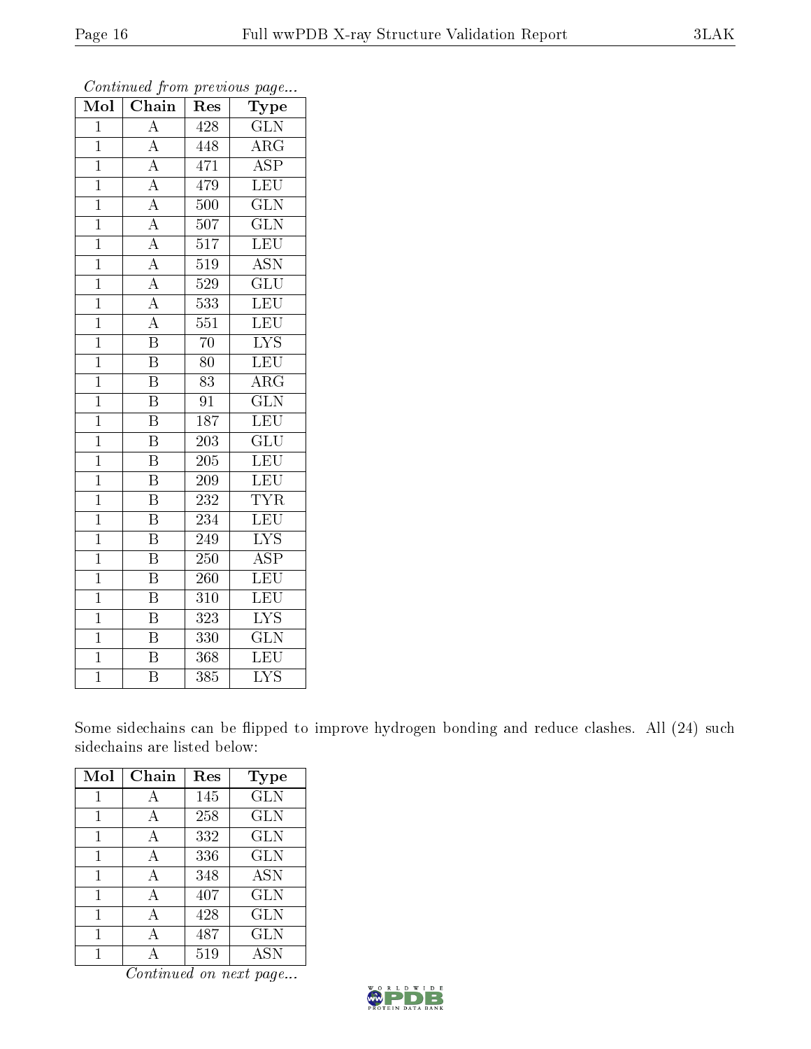*Continued from previous page...*

| Mol | Chain | Res | Type |
|---|---|---|---|
| 1 | A | 428 | GLN |
| 1 | A | 448 | ARG |
| 1 | A | 471 | ASP |
| 1 | A | 479 | LEU |
| 1 | A | 500 | GLN |
| 1 | A | 507 | GLN |
| 1 | A | 517 | LEU |
| 1 | A | 519 | ASN |
| 1 | A | 529 | GLU |
| 1 | A | 533 | LEU |
| 1 | A | 551 | LEU |
| 1 | B | 70 | LYS |
| 1 | B | 80 | LEU |
| 1 | B | 83 | ARG |
| 1 | B | 91 | GLN |
| 1 | B | 187 | LEU |
| 1 | B | 203 | GLU |
| 1 | B | 205 | LEU |
| 1 | B | 209 | LEU |
| 1 | B | 232 | TYR |
| 1 | B | 234 | LEU |
| 1 | B | 249 | LYS |
| 1 | B | 250 | ASP |
| 1 | B | 260 | LEU |
| 1 | B | 310 | LEU |
| 1 | B | 323 | LYS |
| 1 | B | 330 | GLN |
| 1 | B | 368 | LEU |
| 1 | B | 385 | LYS |

Some sidechains can be flipped to improve hydrogen bonding and reduce clashes. All (24) such sidechains are listed below:

| Mol | Chain | Res | Type |
|---|---|---|---|
| 1 | A | 145 | GLN |
| 1 | A | 258 | GLN |
| 1 | A | 332 | GLN |
| 1 | A | 336 | GLN |
| 1 | A | 348 | ASN |
| 1 | A | 407 | GLN |
| 1 | A | 428 | GLN |
| 1 | A | 487 | GLN |
| 1 | A | 519 | ASN |

*Continued on next page...*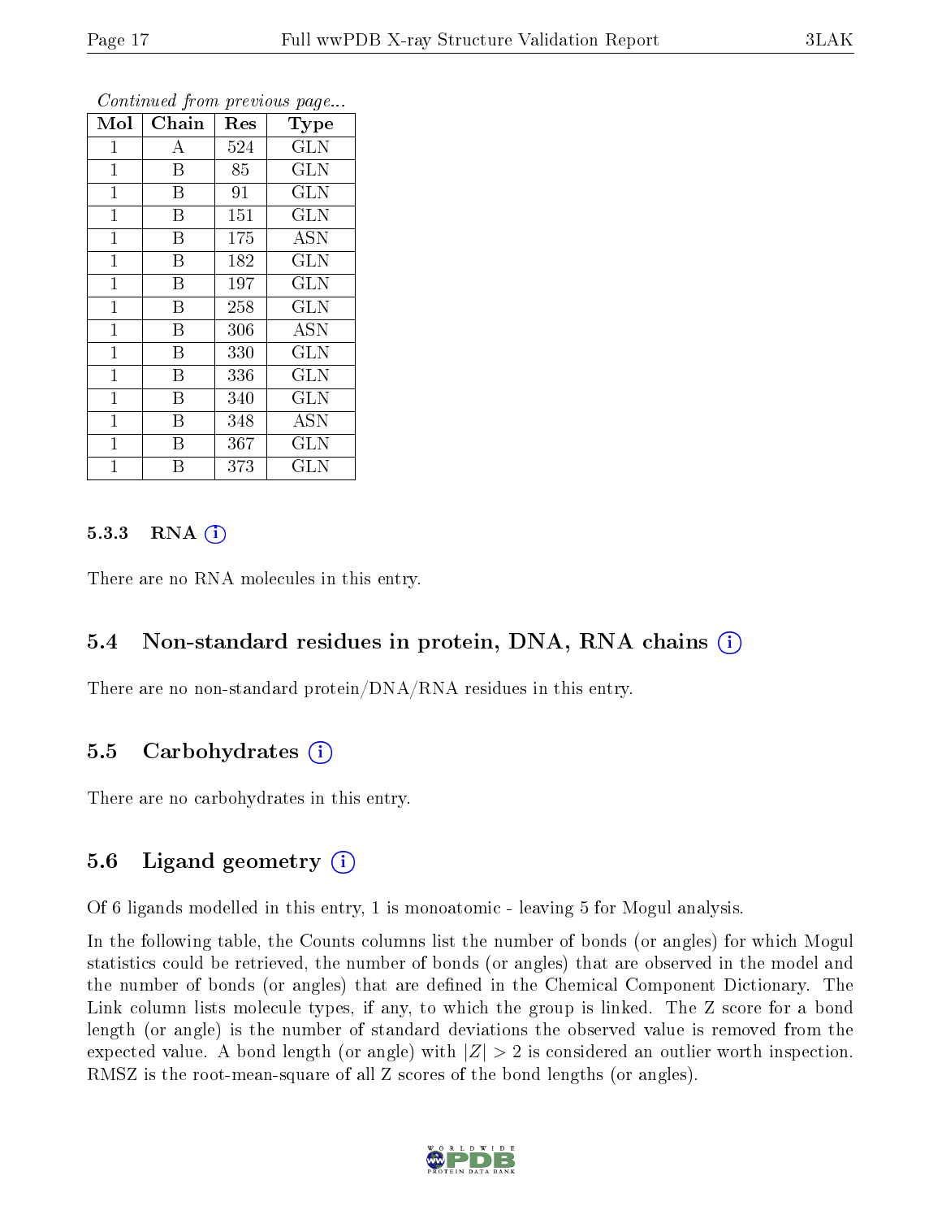*Continued from previous page...*

| Mol | Chain | Res | Type |
|---|---|---|---|
| 1 | A | 524 | GLN |
| 1 | B | 85 | GLN |
| 1 | B | 91 | GLN |
| 1 | B | 151 | GLN |
| 1 | B | 175 | ASN |
| 1 | B | 182 | GLN |
| 1 | B | 197 | GLN |
| 1 | B | 258 | GLN |
| 1 | B | 306 | ASN |
| 1 | B | 330 | GLN |
| 1 | B | 336 | GLN |
| 1 | B | 340 | GLN |
| 1 | B | 348 | ASN |
| 1 | B | 367 | GLN |
| 1 | B | 373 | GLN |

#### 5.3.3 RNA (i)

There are no RNA molecules in this entry.

### 5.4 Non-standard residues in protein, DNA, RNA chains (i)

There are no non-standard protein/DNA/RNA residues in this entry.

### 5.5 Carbohydrates (i)

There are no carbohydrates in this entry.

### 5.6 Ligand geometry (i)

Of 6 ligands modelled in this entry, 1 is monoatomic - leaving 5 for Mogul analysis.

In the following table, the Counts columns list the number of bonds (or angles) for which Mogul statistics could be retrieved, the number of bonds (or angles) that are observed in the model and the number of bonds (or angles) that are defined in the Chemical Component Dictionary. The Link column lists molecule types, if any, to which the group is linked. The Z score for a bond length (or angle) is the number of standard deviations the observed value is removed from the expected value. A bond length (or angle) with $|Z| > 2$ is considered an outlier worth inspection. RMSZ is the root-mean-square of all Z scores of the bond lengths (or angles).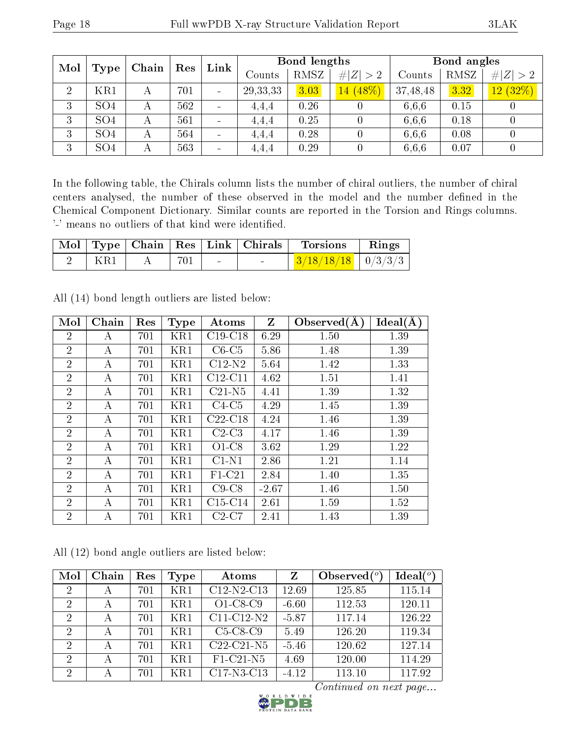| Mol | Type | Chain | Res | Link | Bond lengths | | | Bond angles | | |
|---|---|---|---|---|---|---|---|---|---|---|
| | | | | | Counts | RMSZ | #\|Z\| > 2 | Counts | RMSZ | #\|Z\| > 2 |
| 2 | KR1 | A | 701 | - | 29,33,33 | 3.03 | 14 (48%) | 37,48,48 | 3.32 | 12 (32%) |
| 3 | SO4 | A | 562 | - | 4,4,4 | 0.26 | 0 | 6,6,6 | 0.15 | 0 |
| 3 | SO4 | A | 561 | - | 4,4,4 | 0.25 | 0 | 6,6,6 | 0.18 | 0 |
| 3 | SO4 | A | 564 | - | 4,4,4 | 0.28 | 0 | 6,6,6 | 0.08 | 0 |
| 3 | SO4 | A | 563 | - | 4,4,4 | 0.29 | 0 | 6,6,6 | 0.07 | 0 |

In the following table, the Chirals column lists the number of chiral outliers, the number of chiral centers analysed, the number of these observed in the model and the number defined in the Chemical Component Dictionary. Similar counts are reported in the Torsion and Rings columns. '-' means no outliers of that kind were identified.

| Mol | Type | Chain | Res | Link | Chirals | Torsions | Rings |
|---|---|---|---|---|---|---|---|
| 2 | KR1 | A | 701 | - | - | 3/18/18/18 | 0/3/3/3 |

All (14) bond length outliers are listed below:

| Mol | Chain | Res | Type | Atoms | Z | Observed(Å) | Ideal(Å) |
|---|---|---|---|---|---|---|---|
| 2 | A | 701 | KR1 | C19-C18 | 6.29 | 1.50 | 1.39 |
| 2 | A | 701 | KR1 | C6-C5 | 5.86 | 1.48 | 1.39 |
| 2 | A | 701 | KR1 | C12-N2 | 5.64 | 1.42 | 1.33 |
| 2 | A | 701 | KR1 | C12-C11 | 4.62 | 1.51 | 1.41 |
| 2 | A | 701 | KR1 | C21-N5 | 4.41 | 1.39 | 1.32 |
| 2 | A | 701 | KR1 | C4-C5 | 4.29 | 1.45 | 1.39 |
| 2 | A | 701 | KR1 | C22-C18 | 4.24 | 1.46 | 1.39 |
| 2 | A | 701 | KR1 | C2-C3 | 4.17 | 1.46 | 1.39 |
| 2 | A | 701 | KR1 | O1-C8 | 3.62 | 1.29 | 1.22 |
| 2 | A | 701 | KR1 | C1-N1 | 2.86 | 1.21 | 1.14 |
| 2 | A | 701 | KR1 | F1-C21 | 2.84 | 1.40 | 1.35 |
| 2 | A | 701 | KR1 | C9-C8 | -2.67 | 1.46 | 1.50 |
| 2 | A | 701 | KR1 | C15-C14 | 2.61 | 1.59 | 1.52 |
| 2 | A | 701 | KR1 | C2-C7 | 2.41 | 1.43 | 1.39 |

All (12) bond angle outliers are listed below:

| Mol | Chain | Res | Type | Atoms | Z | Observed($^o$) | Ideal($^o$) |
|---|---|---|---|---|---|---|---|
| 2 | A | 701 | KR1 | C12-N2-C13 | 12.69 | 125.85 | 115.14 |
| 2 | A | 701 | KR1 | O1-C8-C9 | -6.60 | 112.53 | 120.11 |
| 2 | A | 701 | KR1 | C11-C12-N2 | -5.87 | 117.14 | 126.22 |
| 2 | A | 701 | KR1 | C5-C8-C9 | 5.49 | 126.20 | 119.34 |
| 2 | A | 701 | KR1 | C22-C21-N5 | -5.46 | 120.62 | 127.14 |
| 2 | A | 701 | KR1 | F1-C21-N5 | 4.69 | 120.00 | 114.29 |
| 2 | A | 701 | KR1 | C17-N3-C13 | -4.12 | 113.10 | 117.92 |

*Continued on next page...*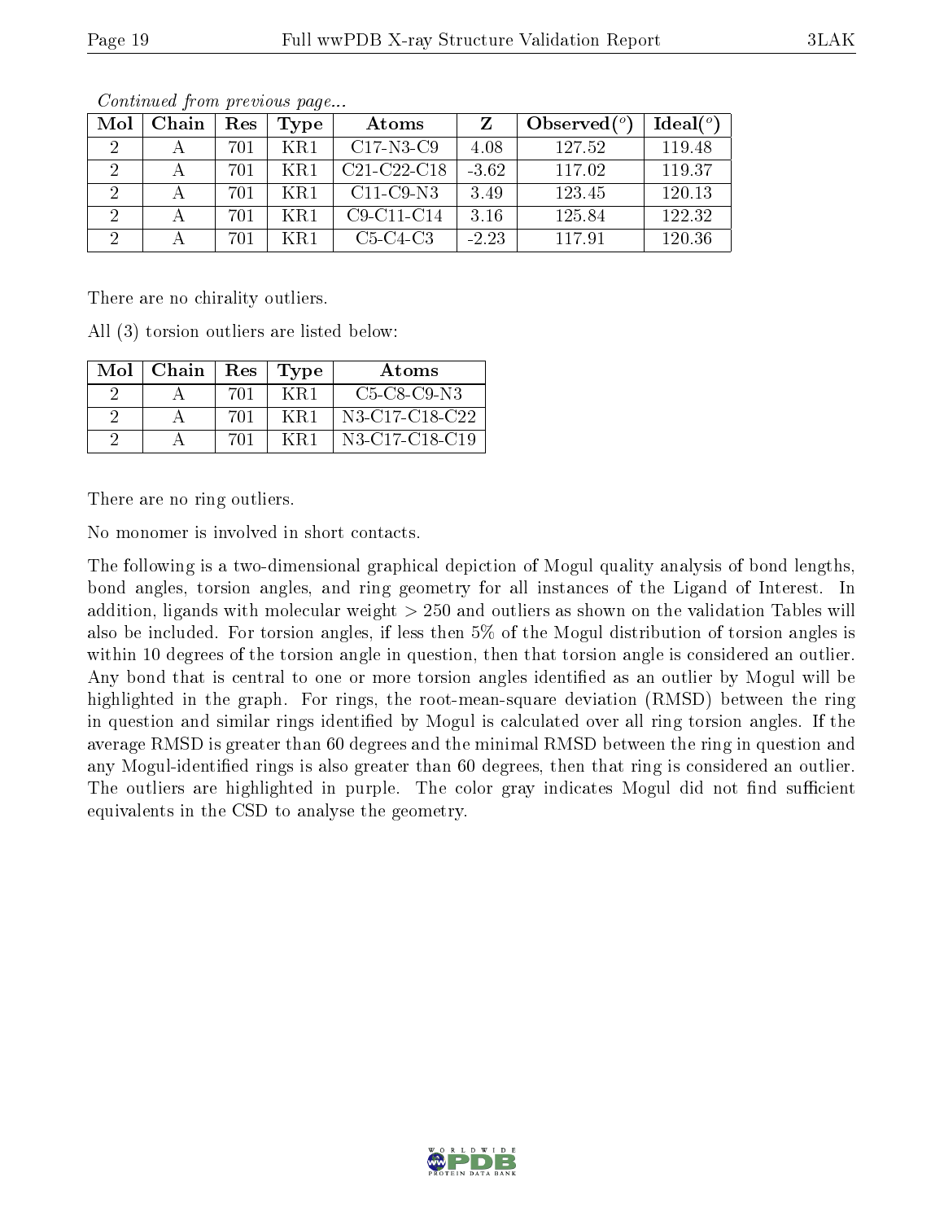*Continued from previous page...*

| Mol | Chain | Res | Type | Atoms | Z | Observed(°) | Ideal(°) |
|---|---|---|---|---|---|---|---|
| 2 | A | 701 | KR1 | C17-N3-C9 | 4.08 | 127.52 | 119.48 |
| 2 | A | 701 | KR1 | C21-C22-C18 | -3.62 | 117.02 | 119.37 |
| 2 | A | 701 | KR1 | C11-C9-N3 | 3.49 | 123.45 | 120.13 |
| 2 | A | 701 | KR1 | C9-C11-C14 | 3.16 | 125.84 | 122.32 |
| 2 | A | 701 | KR1 | C5-C4-C3 | -2.23 | 117.91 | 120.36 |

There are no chirality outliers.

All (3) torsion outliers are listed below:

| Mol | Chain | Res | Type | Atoms |
|---|---|---|---|---|
| 2 | A | 701 | KR1 | C5-C8-C9-N3 |
| 2 | A | 701 | KR1 | N3-C17-C18-C22 |
| 2 | A | 701 | KR1 | N3-C17-C18-C19 |

There are no ring outliers.

No monomer is involved in short contacts.

The following is a two-dimensional graphical depiction of Mogul quality analysis of bond lengths, bond angles, torsion angles, and ring geometry for all instances of the Ligand of Interest. In addition, ligands with molecular weight > 250 and outliers as shown on the validation Tables will also be included. For torsion angles, if less then 5% of the Mogul distribution of torsion angles is within 10 degrees of the torsion angle in question, then that torsion angle is considered an outlier. Any bond that is central to one or more torsion angles identified as an outlier by Mogul will be highlighted in the graph. For rings, the root-mean-square deviation (RMSD) between the ring in question and similar rings identified by Mogul is calculated over all ring torsion angles. If the average RMSD is greater than 60 degrees and the minimal RMSD between the ring in question and any Mogul-identified rings is also greater than 60 degrees, then that ring is considered an outlier. The outliers are highlighted in purple. The color gray indicates Mogul did not find sufficient equivalents in the CSD to analyse the geometry.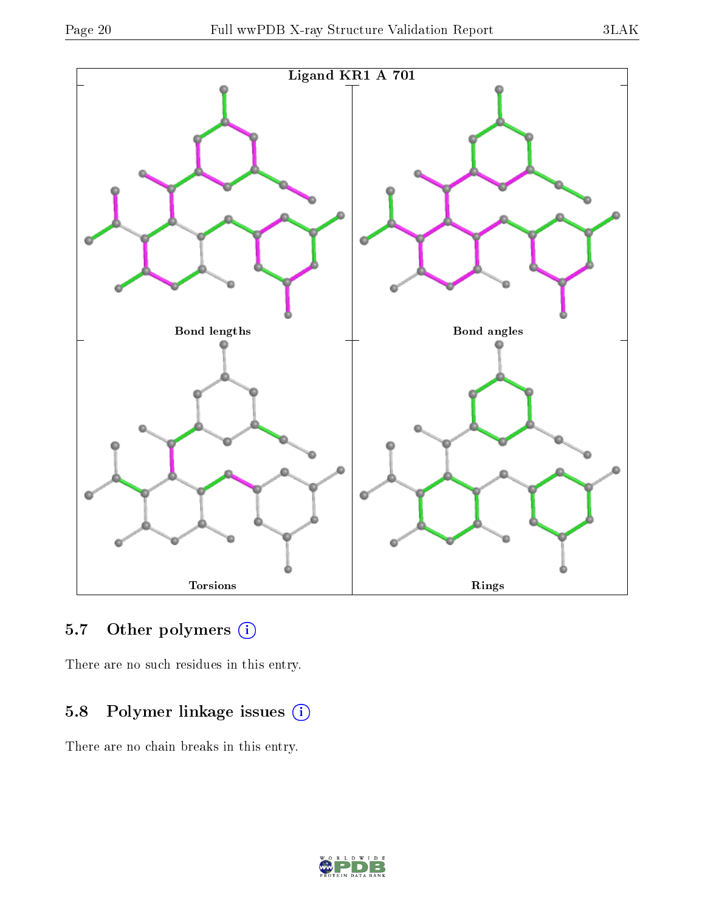Ligand KR1 A 701

Bond lengths

Bond angles

Torsions

Rings

## 5.7 Other polymers

There are no such residues in this entry.

## 5.8 Polymer linkage issues

There are no chain breaks in this entry.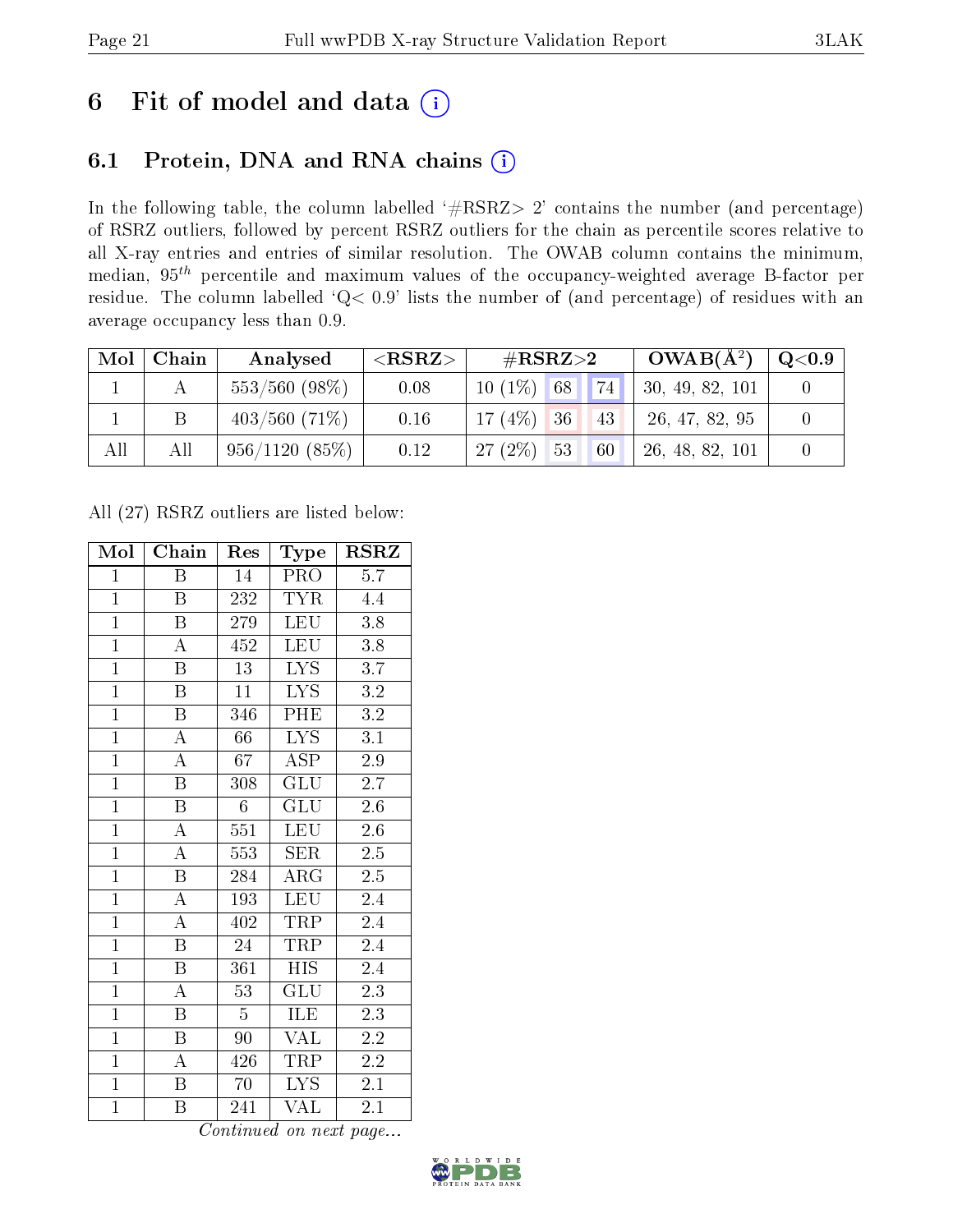# 6 Fit of model and data (i)

## 6.1 Protein, DNA and RNA chains (i)

In the following table, the column labelled '#RSRZ> 2' contains the number (and percentage) of RSRZ outliers, followed by percent RSRZ outliers for the chain as percentile scores relative to all X-ray entries and entries of similar resolution. The OWAB column contains the minimum, median, $95^{th}$ percentile and maximum values of the occupancy-weighted average B-factor per residue. The column labelled 'Q< 0.9' lists the number of (and percentage) of residues with an average occupancy less than 0.9.

| Mol | Chain | Analysed | <RSRZ> | #RSRZ>2 | | | OWAB(Å$^2$) | Q<0.9 |
|---|---|---|---|---|---|---|---|---|
| 1 | A | 553/560 (98%) | 0.08 | 10 (1%) | 68 | 74 | 30, 49, 82, 101 | 0 |
| 1 | B | 403/560 (71%) | 0.16 | 17 (4%) | 36 | 43 | 26, 47, 82, 95 | 0 |
| All | All | 956/1120 (85%) | 0.12 | 27 (2%) | 53 | 60 | 26, 48, 82, 101 | 0 |

All (27) RSRZ outliers are listed below:

| Mol | Chain | Res | Type | RSRZ |
|---|---|---|---|---|
| 1 | B | 14 | PRO | 5.7 |
| 1 | B | 232 | TYR | 4.4 |
| 1 | B | 279 | LEU | 3.8 |
| 1 | A | 452 | LEU | 3.8 |
| 1 | B | 13 | LYS | 3.7 |
| 1 | B | 11 | LYS | 3.2 |
| 1 | B | 346 | PHE | 3.2 |
| 1 | A | 66 | LYS | 3.1 |
| 1 | A | 67 | ASP | 2.9 |
| 1 | B | 308 | GLU | 2.7 |
| 1 | B | 6 | GLU | 2.6 |
| 1 | A | 551 | LEU | 2.6 |
| 1 | A | 553 | SER | 2.5 |
| 1 | B | 284 | ARG | 2.5 |
| 1 | A | 193 | LEU | 2.4 |
| 1 | A | 402 | TRP | 2.4 |
| 1 | B | 24 | TRP | 2.4 |
| 1 | B | 361 | HIS | 2.4 |
| 1 | A | 53 | GLU | 2.3 |
| 1 | B | 5 | ILE | 2.3 |
| 1 | B | 90 | VAL | 2.2 |
| 1 | A | 426 | TRP | 2.2 |
| 1 | B | 70 | LYS | 2.1 |
| 1 | B | 241 | VAL | 2.1 |

*Continued on next page...*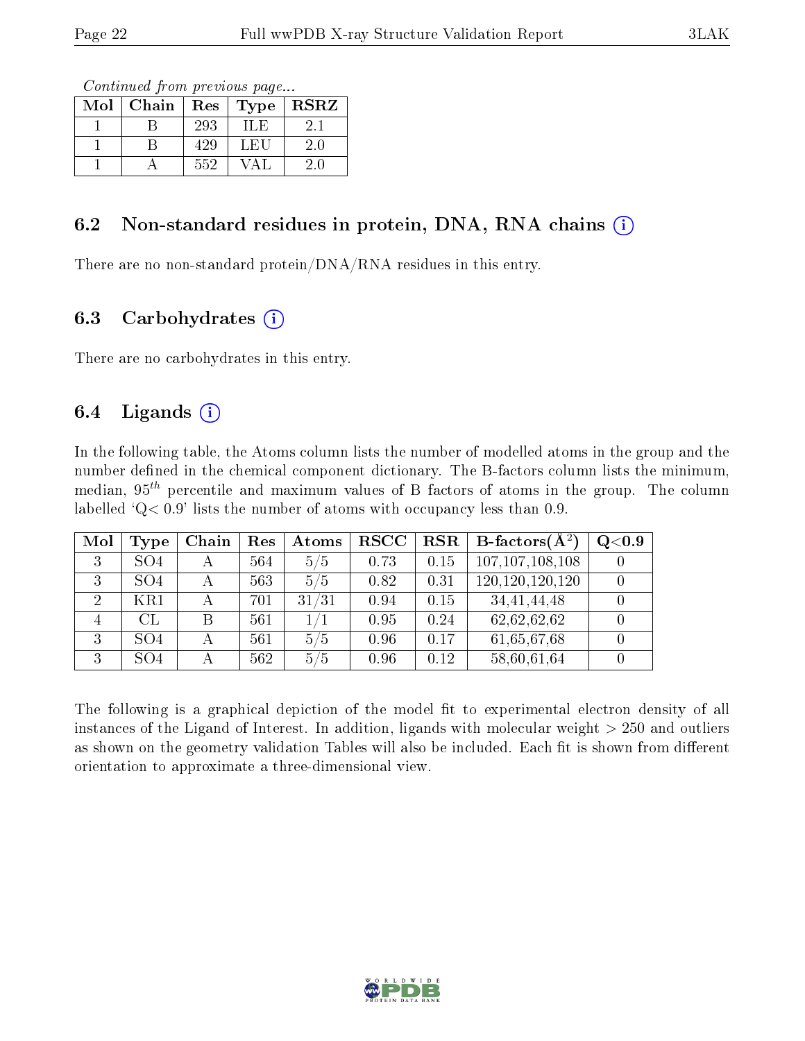*Continued from previous page...*

| Mol | Chain | Res | Type | RSRZ |
|---|---|---|---|---|
| 1 | B | 293 | ILE | 2.1 |
| 1 | B | 429 | LEU | 2.0 |
| 1 | A | 552 | VAL | 2.0 |

## 6.2 Non-standard residues in protein, DNA, RNA chains (i)

There are no non-standard protein/DNA/RNA residues in this entry.

## 6.3 Carbohydrates (i)

There are no carbohydrates in this entry.

## 6.4 Ligands (i)

In the following table, the Atoms column lists the number of modelled atoms in the group and the number defined in the chemical component dictionary. The B-factors column lists the minimum, median, $95^{th}$ percentile and maximum values of B factors of atoms in the group. The column labelled 'Q< 0.9' lists the number of atoms with occupancy less than 0.9.

| Mol | Type | Chain | Res | Atoms | RSCC | RSR | B-factors(Å$^2$) | Q<0.9 |
|---|---|---|---|---|---|---|---|---|
| 3 | SO4 | A | 564 | 5/5 | 0.73 | 0.15 | 107,107,108,108 | 0 |
| 3 | SO4 | A | 563 | 5/5 | 0.82 | 0.31 | 120,120,120,120 | 0 |
| 2 | KR1 | A | 701 | 31/31 | 0.94 | 0.15 | 34,41,44,48 | 0 |
| 4 | CL | B | 561 | 1/1 | 0.95 | 0.24 | 62,62,62,62 | 0 |
| 3 | SO4 | A | 561 | 5/5 | 0.96 | 0.17 | 61,65,67,68 | 0 |
| 3 | SO4 | A | 562 | 5/5 | 0.96 | 0.12 | 58,60,61,64 | 0 |

The following is a graphical depiction of the model fit to experimental electron density of all instances of the Ligand of Interest. In addition, ligands with molecular weight > 250 and outliers as shown on the geometry validation Tables will also be included. Each fit is shown from different orientation to approximate a three-dimensional view.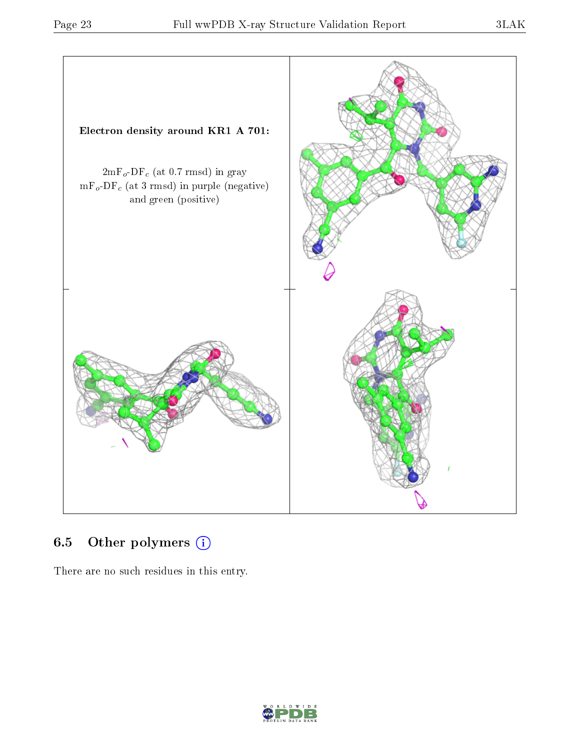Electron density around KR1 A 701:

2mF$_o$-DF$_c$ (at 0.7 rmsd) in gray
mF$_o$-DF$_c$ (at 3 rmsd) in purple (negative)
and green (positive)

## 6.5 Other polymers

There are no such residues in this entry.